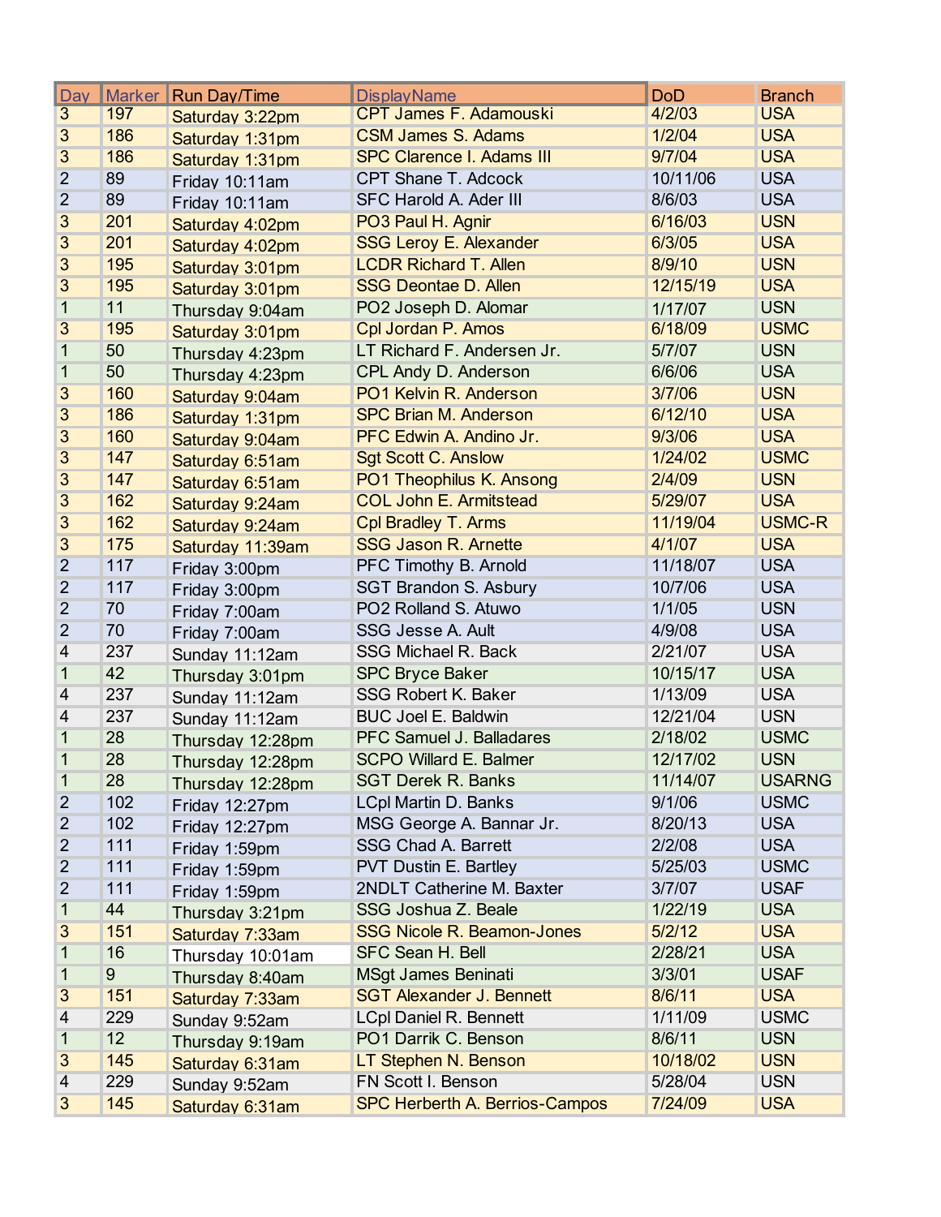| Day | Marker | Run Day/Time | DisplayName | DoD | Branch |
|---|---|---|---|---|---|
| 3 | 197 | Saturday 3:22pm | CPT James F. Adamouski | 4/2/03 | USA |
| 3 | 186 | Saturday 1:31pm | CSM James S. Adams | 1/2/04 | USA |
| 3 | 186 | Saturday 1:31pm | SPC Clarence I. Adams III | 9/7/04 | USA |
| 2 | 89 | Friday 10:11am | CPT Shane T. Adcock | 10/11/06 | USA |
| 2 | 89 | Friday 10:11am | SFC Harold A. Ader III | 8/6/03 | USA |
| 3 | 201 | Saturday 4:02pm | PO3 Paul H. Agnir | 6/16/03 | USN |
| 3 | 201 | Saturday 4:02pm | SSG Leroy E. Alexander | 6/3/05 | USA |
| 3 | 195 | Saturday 3:01pm | LCDR Richard T. Allen | 8/9/10 | USN |
| 3 | 195 | Saturday 3:01pm | SSG Deontae D. Allen | 12/15/19 | USA |
| 1 | 11 | Thursday 9:04am | PO2 Joseph D. Alomar | 1/17/07 | USN |
| 3 | 195 | Saturday 3:01pm | Cpl Jordan P. Amos | 6/18/09 | USMC |
| 1 | 50 | Thursday 4:23pm | LT Richard F. Andersen Jr. | 5/7/07 | USN |
| 1 | 50 | Thursday 4:23pm | CPL Andy D. Anderson | 6/6/06 | USA |
| 3 | 160 | Saturday 9:04am | PO1 Kelvin R. Anderson | 3/7/06 | USN |
| 3 | 186 | Saturday 1:31pm | SPC Brian M. Anderson | 6/12/10 | USA |
| 3 | 160 | Saturday 9:04am | PFC Edwin A. Andino Jr. | 9/3/06 | USA |
| 3 | 147 | Saturday 6:51am | Sgt Scott C. Anslow | 1/24/02 | USMC |
| 3 | 147 | Saturday 6:51am | PO1 Theophilus K. Ansong | 2/4/09 | USN |
| 3 | 162 | Saturday 9:24am | COL John E. Armitstead | 5/29/07 | USA |
| 3 | 162 | Saturday 9:24am | Cpl Bradley T. Arms | 11/19/04 | USMC-R |
| 3 | 175 | Saturday 11:39am | SSG Jason R. Arnette | 4/1/07 | USA |
| 2 | 117 | Friday 3:00pm | PFC Timothy B. Arnold | 11/18/07 | USA |
| 2 | 117 | Friday 3:00pm | SGT Brandon S. Asbury | 10/7/06 | USA |
| 2 | 70 | Friday 7:00am | PO2 Rolland S. Atuwo | 1/1/05 | USN |
| 2 | 70 | Friday 7:00am | SSG Jesse A. Ault | 4/9/08 | USA |
| 4 | 237 | Sunday 11:12am | SSG Michael R. Back | 2/21/07 | USA |
| 1 | 42 | Thursday 3:01pm | SPC Bryce Baker | 10/15/17 | USA |
| 4 | 237 | Sunday 11:12am | SSG Robert K. Baker | 1/13/09 | USA |
| 4 | 237 | Sunday 11:12am | BUC Joel E. Baldwin | 12/21/04 | USN |
| 1 | 28 | Thursday 12:28pm | PFC Samuel J. Balladares | 2/18/02 | USMC |
| 1 | 28 | Thursday 12:28pm | SCPO Willard E. Balmer | 12/17/02 | USN |
| 1 | 28 | Thursday 12:28pm | SGT Derek R. Banks | 11/14/07 | USARNG |
| 2 | 102 | Friday 12:27pm | LCpl Martin D. Banks | 9/1/06 | USMC |
| 2 | 102 | Friday 12:27pm | MSG George A. Bannar Jr. | 8/20/13 | USA |
| 2 | 111 | Friday 1:59pm | SSG Chad A. Barrett | 2/2/08 | USA |
| 2 | 111 | Friday 1:59pm | PVT Dustin E. Bartley | 5/25/03 | USMC |
| 2 | 111 | Friday 1:59pm | 2NDLT Catherine M. Baxter | 3/7/07 | USAF |
| 1 | 44 | Thursday 3:21pm | SSG Joshua Z. Beale | 1/22/19 | USA |
| 3 | 151 | Saturday 7:33am | SSG Nicole R. Beamon-Jones | 5/2/12 | USA |
| 1 | 16 | Thursday 10:01am | SFC Sean H. Bell | 2/28/21 | USA |
| 1 | 9 | Thursday 8:40am | MSgt James Beninati | 3/3/01 | USAF |
| 3 | 151 | Saturday 7:33am | SGT Alexander J. Bennett | 8/6/11 | USA |
| 4 | 229 | Sunday 9:52am | LCpl Daniel R. Bennett | 1/11/09 | USMC |
| 1 | 12 | Thursday 9:19am | PO1 Darrik C. Benson | 8/6/11 | USN |
| 3 | 145 | Saturday 6:31am | LT Stephen N. Benson | 10/18/02 | USN |
| 4 | 229 | Sunday 9:52am | FN Scott I. Benson | 5/28/04 | USN |
| 3 | 145 | Saturday 6:31am | SPC Herberth A. Berrios-Campos | 7/24/09 | USA |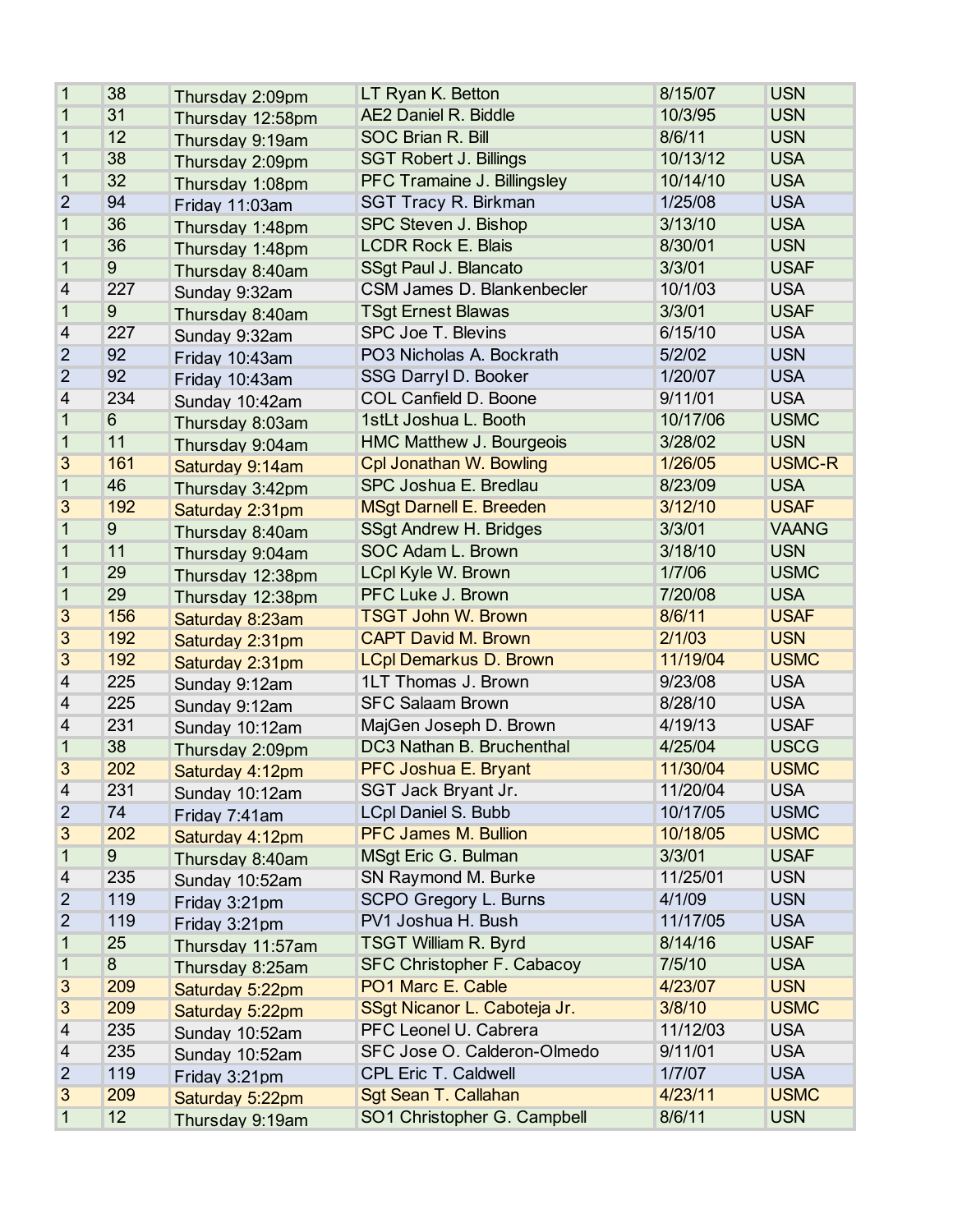| | | | | | |
|---|---|---|---|---|---|
| 1 | 38 | Thursday 2:09pm | LT Ryan K. Betton | 8/15/07 | USN |
| 1 | 31 | Thursday 12:58pm | AE2 Daniel R. Biddle | 10/3/95 | USN |
| 1 | 12 | Thursday 9:19am | SOC Brian R. Bill | 8/6/11 | USN |
| 1 | 38 | Thursday 2:09pm | SGT Robert J. Billings | 10/13/12 | USA |
| 1 | 32 | Thursday 1:08pm | PFC Tramaine J. Billingsley | 10/14/10 | USA |
| 2 | 94 | Friday 11:03am | SGT Tracy R. Birkman | 1/25/08 | USA |
| 1 | 36 | Thursday 1:48pm | SPC Steven J. Bishop | 3/13/10 | USA |
| 1 | 36 | Thursday 1:48pm | LCDR Rock E. Blais | 8/30/01 | USN |
| 1 | 9 | Thursday 8:40am | SSgt Paul J. Blancato | 3/3/01 | USAF |
| 4 | 227 | Sunday 9:32am | CSM James D. Blankenbecler | 10/1/03 | USA |
| 1 | 9 | Thursday 8:40am | TSgt Ernest Blawas | 3/3/01 | USAF |
| 4 | 227 | Sunday 9:32am | SPC Joe T. Blevins | 6/15/10 | USA |
| 2 | 92 | Friday 10:43am | PO3 Nicholas A. Bockrath | 5/2/02 | USN |
| 2 | 92 | Friday 10:43am | SSG Darryl D. Booker | 1/20/07 | USA |
| 4 | 234 | Sunday 10:42am | COL Canfield D. Boone | 9/11/01 | USA |
| 1 | 6 | Thursday 8:03am | 1stLt Joshua L. Booth | 10/17/06 | USMC |
| 1 | 11 | Thursday 9:04am | HMC Matthew J. Bourgeois | 3/28/02 | USN |
| 3 | 161 | Saturday 9:14am | Cpl Jonathan W. Bowling | 1/26/05 | USMC-R |
| 1 | 46 | Thursday 3:42pm | SPC Joshua E. Bredlau | 8/23/09 | USA |
| 3 | 192 | Saturday 2:31pm | MSgt Darnell E. Breeden | 3/12/10 | USAF |
| 1 | 9 | Thursday 8:40am | SSgt Andrew H. Bridges | 3/3/01 | VAANG |
| 1 | 11 | Thursday 9:04am | SOC Adam L. Brown | 3/18/10 | USN |
| 1 | 29 | Thursday 12:38pm | LCpl Kyle W. Brown | 1/7/06 | USMC |
| 1 | 29 | Thursday 12:38pm | PFC Luke J. Brown | 7/20/08 | USA |
| 3 | 156 | Saturday 8:23am | TSGT John W. Brown | 8/6/11 | USAF |
| 3 | 192 | Saturday 2:31pm | CAPT David M. Brown | 2/1/03 | USN |
| 3 | 192 | Saturday 2:31pm | LCpl Demarkus D. Brown | 11/19/04 | USMC |
| 4 | 225 | Sunday 9:12am | 1LT Thomas J. Brown | 9/23/08 | USA |
| 4 | 225 | Sunday 9:12am | SFC Salaam Brown | 8/28/10 | USA |
| 4 | 231 | Sunday 10:12am | MajGen Joseph D. Brown | 4/19/13 | USAF |
| 1 | 38 | Thursday 2:09pm | DC3 Nathan B. Bruchenthal | 4/25/04 | USCG |
| 3 | 202 | Saturday 4:12pm | PFC Joshua E. Bryant | 11/30/04 | USMC |
| 4 | 231 | Sunday 10:12am | SGT Jack Bryant Jr. | 11/20/04 | USA |
| 2 | 74 | Friday 7:41am | LCpl Daniel S. Bubb | 10/17/05 | USMC |
| 3 | 202 | Saturday 4:12pm | PFC James M. Bullion | 10/18/05 | USMC |
| 1 | 9 | Thursday 8:40am | MSgt Eric G. Bulman | 3/3/01 | USAF |
| 4 | 235 | Sunday 10:52am | SN Raymond M. Burke | 11/25/01 | USN |
| 2 | 119 | Friday 3:21pm | SCPO Gregory L. Burns | 4/1/09 | USN |
| 2 | 119 | Friday 3:21pm | PV1 Joshua H. Bush | 11/17/05 | USA |
| 1 | 25 | Thursday 11:57am | TSGT William R. Byrd | 8/14/16 | USAF |
| 1 | 8 | Thursday 8:25am | SFC Christopher F. Cabacoy | 7/5/10 | USA |
| 3 | 209 | Saturday 5:22pm | PO1 Marc E. Cable | 4/23/07 | USN |
| 3 | 209 | Saturday 5:22pm | SSgt Nicanor L. Caboteja Jr. | 3/8/10 | USMC |
| 4 | 235 | Sunday 10:52am | PFC Leonel U. Cabrera | 11/12/03 | USA |
| 4 | 235 | Sunday 10:52am | SFC Jose O. Calderon-Olmedo | 9/11/01 | USA |
| 2 | 119 | Friday 3:21pm | CPL Eric T. Caldwell | 1/7/07 | USA |
| 3 | 209 | Saturday 5:22pm | Sgt Sean T. Callahan | 4/23/11 | USMC |
| 1 | 12 | Thursday 9:19am | SO1 Christopher G. Campbell | 8/6/11 | USN |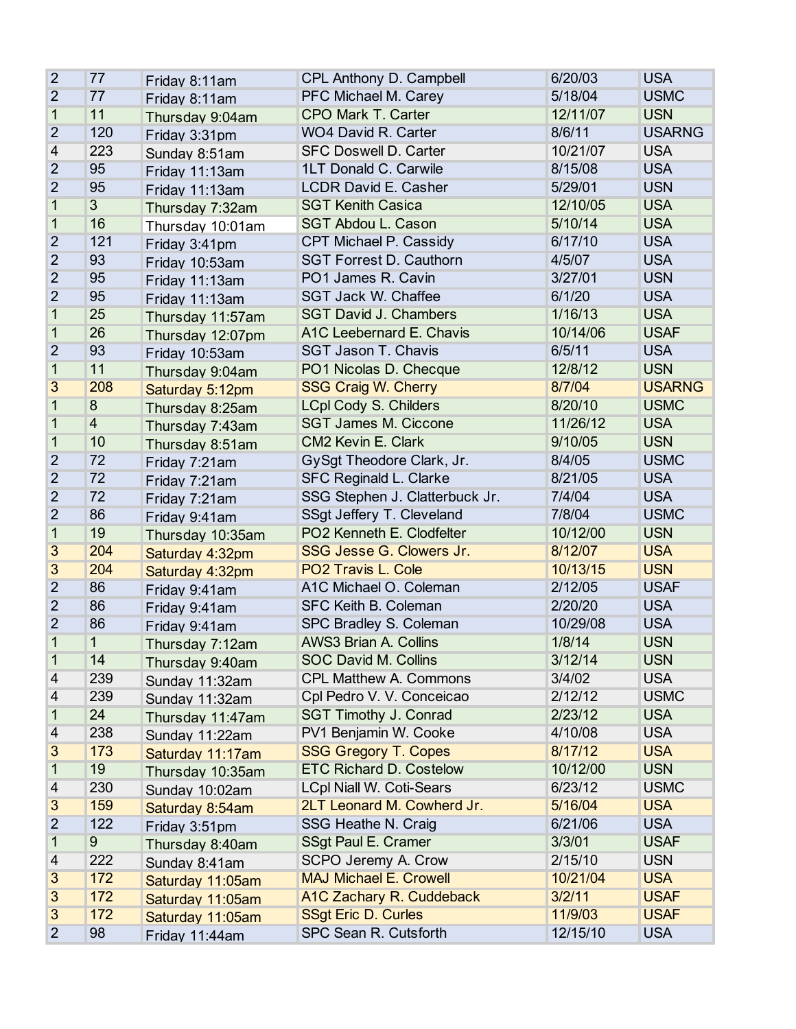| | | | | | |
|---|---|---|---|---|---|
| 2 | 77 | Friday 8:11am | CPL Anthony D. Campbell | 6/20/03 | USA |
| 2 | 77 | Friday 8:11am | PFC Michael M. Carey | 5/18/04 | USMC |
| 1 | 11 | Thursday 9:04am | CPO Mark T. Carter | 12/11/07 | USN |
| 2 | 120 | Friday 3:31pm | WO4 David R. Carter | 8/6/11 | USARNG |
| 4 | 223 | Sunday 8:51am | SFC Doswell D. Carter | 10/21/07 | USA |
| 2 | 95 | Friday 11:13am | 1LT Donald C. Carwile | 8/15/08 | USA |
| 2 | 95 | Friday 11:13am | LCDR David E. Casher | 5/29/01 | USN |
| 1 | 3 | Thursday 7:32am | SGT Kenith Casica | 12/10/05 | USA |
| 1 | 16 | Thursday 10:01am | SGT Abdou L. Cason | 5/10/14 | USA |
| 2 | 121 | Friday 3:41pm | CPT Michael P. Cassidy | 6/17/10 | USA |
| 2 | 93 | Friday 10:53am | SGT Forrest D. Cauthorn | 4/5/07 | USA |
| 2 | 95 | Friday 11:13am | PO1 James R. Cavin | 3/27/01 | USN |
| 2 | 95 | Friday 11:13am | SGT Jack W. Chaffee | 6/1/20 | USA |
| 1 | 25 | Thursday 11:57am | SGT David J. Chambers | 1/16/13 | USA |
| 1 | 26 | Thursday 12:07pm | A1C Leebernard E. Chavis | 10/14/06 | USAF |
| 2 | 93 | Friday 10:53am | SGT Jason T. Chavis | 6/5/11 | USA |
| 1 | 11 | Thursday 9:04am | PO1 Nicolas D. Checque | 12/8/12 | USN |
| 3 | 208 | Saturday 5:12pm | SSG Craig W. Cherry | 8/7/04 | USARNG |
| 1 | 8 | Thursday 8:25am | LCpl Cody S. Childers | 8/20/10 | USMC |
| 1 | 4 | Thursday 7:43am | SGT James M. Ciccone | 11/26/12 | USA |
| 1 | 10 | Thursday 8:51am | CM2 Kevin E. Clark | 9/10/05 | USN |
| 2 | 72 | Friday 7:21am | GySgt Theodore Clark, Jr. | 8/4/05 | USMC |
| 2 | 72 | Friday 7:21am | SFC Reginald L. Clarke | 8/21/05 | USA |
| 2 | 72 | Friday 7:21am | SSG Stephen J. Clatterbuck Jr. | 7/4/04 | USA |
| 2 | 86 | Friday 9:41am | SSgt Jeffery T. Cleveland | 7/8/04 | USMC |
| 1 | 19 | Thursday 10:35am | PO2 Kenneth E. Clodfelter | 10/12/00 | USN |
| 3 | 204 | Saturday 4:32pm | SSG Jesse G. Clowers Jr. | 8/12/07 | USA |
| 3 | 204 | Saturday 4:32pm | PO2 Travis L. Cole | 10/13/15 | USN |
| 2 | 86 | Friday 9:41am | A1C Michael O. Coleman | 2/12/05 | USAF |
| 2 | 86 | Friday 9:41am | SFC Keith B. Coleman | 2/20/20 | USA |
| 2 | 86 | Friday 9:41am | SPC Bradley S. Coleman | 10/29/08 | USA |
| 1 | 1 | Thursday 7:12am | AWS3 Brian A. Collins | 1/8/14 | USN |
| 1 | 14 | Thursday 9:40am | SOC David M. Collins | 3/12/14 | USN |
| 4 | 239 | Sunday 11:32am | CPL Matthew A. Commons | 3/4/02 | USA |
| 4 | 239 | Sunday 11:32am | Cpl Pedro V. V. Conceicao | 2/12/12 | USMC |
| 1 | 24 | Thursday 11:47am | SGT Timothy J. Conrad | 2/23/12 | USA |
| 4 | 238 | Sunday 11:22am | PV1 Benjamin W. Cooke | 4/10/08 | USA |
| 3 | 173 | Saturday 11:17am | SSG Gregory T. Copes | 8/17/12 | USA |
| 1 | 19 | Thursday 10:35am | ETC Richard D. Costelow | 10/12/00 | USN |
| 4 | 230 | Sunday 10:02am | LCpl Niall W. Coti-Sears | 6/23/12 | USMC |
| 3 | 159 | Saturday 8:54am | 2LT Leonard M. Cowherd Jr. | 5/16/04 | USA |
| 2 | 122 | Friday 3:51pm | SSG Heathe N. Craig | 6/21/06 | USA |
| 1 | 9 | Thursday 8:40am | SSgt Paul E. Cramer | 3/3/01 | USAF |
| 4 | 222 | Sunday 8:41am | SCPO Jeremy A. Crow | 2/15/10 | USN |
| 3 | 172 | Saturday 11:05am | MAJ Michael E. Crowell | 10/21/04 | USA |
| 3 | 172 | Saturday 11:05am | A1C Zachary R. Cuddeback | 3/2/11 | USAF |
| 3 | 172 | Saturday 11:05am | SSgt Eric D. Curles | 11/9/03 | USAF |
| 2 | 98 | Friday 11:44am | SPC Sean R. Cutsforth | 12/15/10 | USA |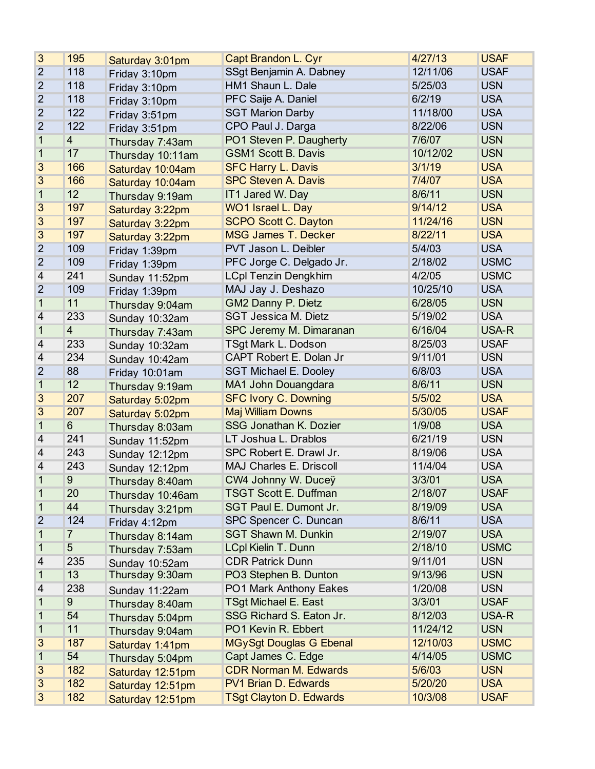| | | | | | |
|---|---|---|---|---|---|
| 3 | 195 | Saturday 3:01pm | Capt Brandon L. Cyr | 4/27/13 | USAF |
| 2 | 118 | Friday 3:10pm | SSgt Benjamin A. Dabney | 12/11/06 | USAF |
| 2 | 118 | Friday 3:10pm | HM1 Shaun L. Dale | 5/25/03 | USN |
| 2 | 118 | Friday 3:10pm | PFC Saije A. Daniel | 6/2/19 | USA |
| 2 | 122 | Friday 3:51pm | SGT Marion Darby | 11/18/00 | USA |
| 2 | 122 | Friday 3:51pm | CPO Paul J. Darga | 8/22/06 | USN |
| 1 | 4 | Thursday 7:43am | PO1 Steven P. Daugherty | 7/6/07 | USN |
| 1 | 17 | Thursday 10:11am | GSM1 Scott B. Davis | 10/12/02 | USN |
| 3 | 166 | Saturday 10:04am | SFC Harry L. Davis | 3/1/19 | USA |
| 3 | 166 | Saturday 10:04am | SPC Steven A. Davis | 7/4/07 | USA |
| 1 | 12 | Thursday 9:19am | IT1 Jared W. Day | 8/6/11 | USN |
| 3 | 197 | Saturday 3:22pm | WO1 Israel L. Day | 9/14/12 | USA |
| 3 | 197 | Saturday 3:22pm | SCPO Scott C. Dayton | 11/24/16 | USN |
| 3 | 197 | Saturday 3:22pm | MSG James T. Decker | 8/22/11 | USA |
| 2 | 109 | Friday 1:39pm | PVT Jason L. Deibler | 5/4/03 | USA |
| 2 | 109 | Friday 1:39pm | PFC Jorge C. Delgado Jr. | 2/18/02 | USMC |
| 4 | 241 | Sunday 11:52pm | LCpl Tenzin Dengkhim | 4/2/05 | USMC |
| 2 | 109 | Friday 1:39pm | MAJ Jay J. Deshazo | 10/25/10 | USA |
| 1 | 11 | Thursday 9:04am | GM2 Danny P. Dietz | 6/28/05 | USN |
| 4 | 233 | Sunday 10:32am | SGT Jessica M. Dietz | 5/19/02 | USA |
| 1 | 4 | Thursday 7:43am | SPC Jeremy M. Dimaranan | 6/16/04 | USA-R |
| 4 | 233 | Sunday 10:32am | TSgt Mark L. Dodson | 8/25/03 | USAF |
| 4 | 234 | Sunday 10:42am | CAPT Robert E. Dolan Jr | 9/11/01 | USN |
| 2 | 88 | Friday 10:01am | SGT Michael E. Dooley | 6/8/03 | USA |
| 1 | 12 | Thursday 9:19am | MA1 John Douangdara | 8/6/11 | USN |
| 3 | 207 | Saturday 5:02pm | SFC Ivory C. Downing | 5/5/02 | USA |
| 3 | 207 | Saturday 5:02pm | Maj William Downs | 5/30/05 | USAF |
| 1 | 6 | Thursday 8:03am | SSG Jonathan K. Dozier | 1/9/08 | USA |
| 4 | 241 | Sunday 11:52pm | LT Joshua L. Drablos | 6/21/19 | USN |
| 4 | 243 | Sunday 12:12pm | SPC Robert E. Drawl Jr. | 8/19/06 | USA |
| 4 | 243 | Sunday 12:12pm | MAJ Charles E. Driscoll | 11/4/04 | USA |
| 1 | 9 | Thursday 8:40am | CW4 Johnny W. Duceÿ | 3/3/01 | USA |
| 1 | 20 | Thursday 10:46am | TSGT Scott E. Duffman | 2/18/07 | USAF |
| 1 | 44 | Thursday 3:21pm | SGT Paul E. Dumont Jr. | 8/19/09 | USA |
| 2 | 124 | Friday 4:12pm | SPC Spencer C. Duncan | 8/6/11 | USA |
| 1 | 7 | Thursday 8:14am | SGT Shawn M. Dunkin | 2/19/07 | USA |
| 1 | 5 | Thursday 7:53am | LCpl Kielin T. Dunn | 2/18/10 | USMC |
| 4 | 235 | Sunday 10:52am | CDR Patrick Dunn | 9/11/01 | USN |
| 1 | 13 | Thursday 9:30am | PO3 Stephen B. Dunton | 9/13/96 | USN |
| 4 | 238 | Sunday 11:22am | PO1 Mark Anthony Eakes | 1/20/08 | USN |
| 1 | 9 | Thursday 8:40am | TSgt Michael E. East | 3/3/01 | USAF |
| 1 | 54 | Thursday 5:04pm | SSG Richard S. Eaton Jr. | 8/12/03 | USA-R |
| 1 | 11 | Thursday 9:04am | PO1 Kevin R. Ebbert | 11/24/12 | USN |
| 3 | 187 | Saturday 1:41pm | MGySgt Douglas G Ebenal | 12/10/03 | USMC |
| 1 | 54 | Thursday 5:04pm | Capt James C. Edge | 4/14/05 | USMC |
| 3 | 182 | Saturday 12:51pm | CDR Norman M. Edwards | 5/6/03 | USN |
| 3 | 182 | Saturday 12:51pm | PV1 Brian D. Edwards | 5/20/20 | USA |
| 3 | 182 | Saturday 12:51pm | TSgt Clayton D. Edwards | 10/3/08 | USAF |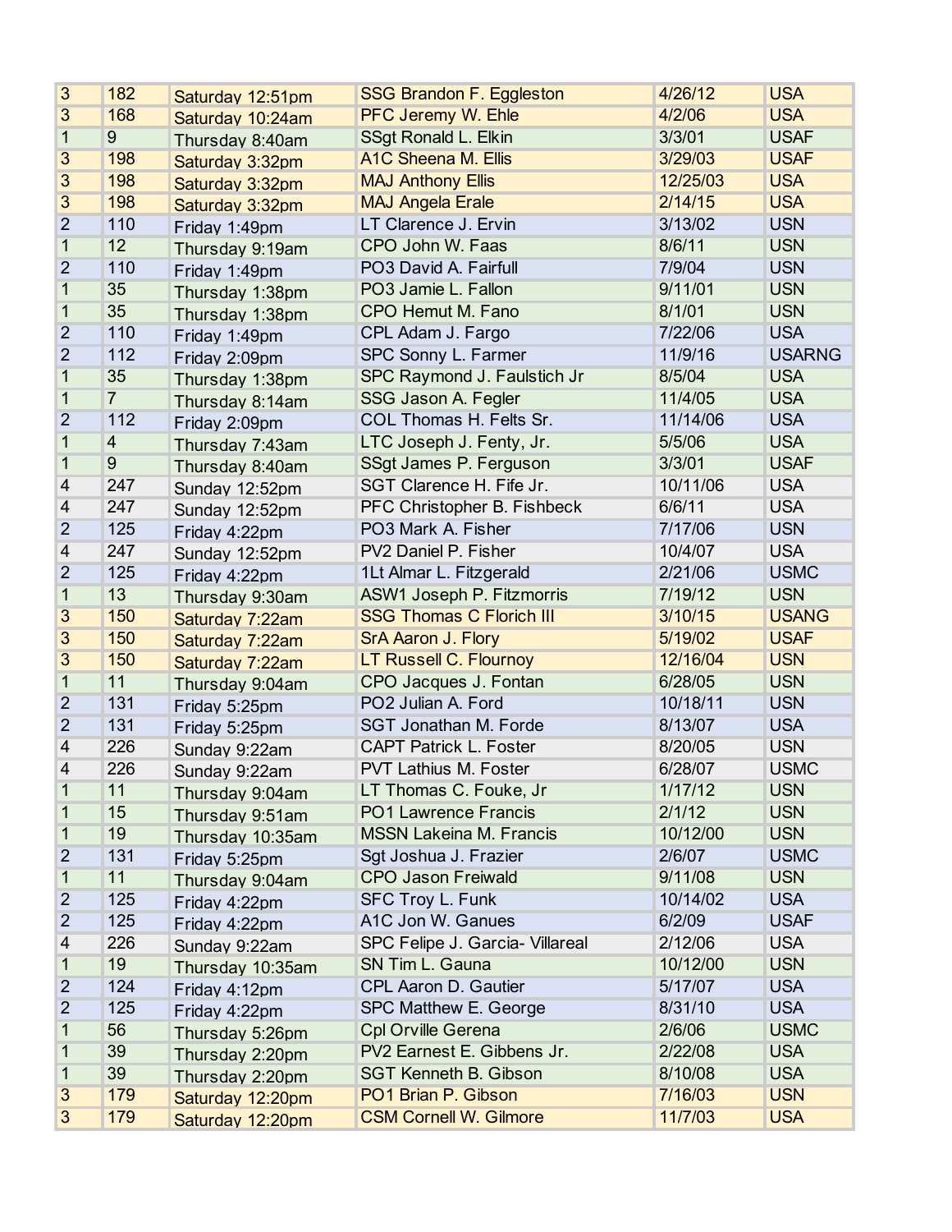| 3 | 182 | Saturday 12:51pm | SSG Brandon F. Eggleston | 4/26/12 | USA |
|---|---|---|---|---|---|
| 3 | 168 | Saturday 10:24am | PFC Jeremy W. Ehle | 4/2/06 | USA |
| 1 | 9 | Thursday 8:40am | SSgt Ronald L. Elkin | 3/3/01 | USAF |
| 3 | 198 | Saturday 3:32pm | A1C Sheena M. Ellis | 3/29/03 | USAF |
| 3 | 198 | Saturday 3:32pm | MAJ Anthony Ellis | 12/25/03 | USA |
| 3 | 198 | Saturday 3:32pm | MAJ Angela Erale | 2/14/15 | USA |
| 2 | 110 | Friday 1:49pm | LT Clarence J. Ervin | 3/13/02 | USN |
| 1 | 12 | Thursday 9:19am | CPO John W. Faas | 8/6/11 | USN |
| 2 | 110 | Friday 1:49pm | PO3 David A. Fairfull | 7/9/04 | USN |
| 1 | 35 | Thursday 1:38pm | PO3 Jamie L. Fallon | 9/11/01 | USN |
| 1 | 35 | Thursday 1:38pm | CPO Hemut M. Fano | 8/1/01 | USN |
| 2 | 110 | Friday 1:49pm | CPL Adam J. Fargo | 7/22/06 | USA |
| 2 | 112 | Friday 2:09pm | SPC Sonny L. Farmer | 11/9/16 | USARNG |
| 1 | 35 | Thursday 1:38pm | SPC Raymond J. Faulstich Jr | 8/5/04 | USA |
| 1 | 7 | Thursday 8:14am | SSG Jason A. Fegler | 11/4/05 | USA |
| 2 | 112 | Friday 2:09pm | COL Thomas H. Felts Sr. | 11/14/06 | USA |
| 1 | 4 | Thursday 7:43am | LTC Joseph J. Fenty, Jr. | 5/5/06 | USA |
| 1 | 9 | Thursday 8:40am | SSgt James P. Ferguson | 3/3/01 | USAF |
| 4 | 247 | Sunday 12:52pm | SGT Clarence H. Fife Jr. | 10/11/06 | USA |
| 4 | 247 | Sunday 12:52pm | PFC Christopher B. Fishbeck | 6/6/11 | USA |
| 2 | 125 | Friday 4:22pm | PO3 Mark A. Fisher | 7/17/06 | USN |
| 4 | 247 | Sunday 12:52pm | PV2 Daniel P. Fisher | 10/4/07 | USA |
| 2 | 125 | Friday 4:22pm | 1Lt Almar L. Fitzgerald | 2/21/06 | USMC |
| 1 | 13 | Thursday 9:30am | ASW1 Joseph P. Fitzmorris | 7/19/12 | USN |
| 3 | 150 | Saturday 7:22am | SSG Thomas C Florich III | 3/10/15 | USANG |
| 3 | 150 | Saturday 7:22am | SrA Aaron J. Flory | 5/19/02 | USAF |
| 3 | 150 | Saturday 7:22am | LT Russell C. Flournoy | 12/16/04 | USN |
| 1 | 11 | Thursday 9:04am | CPO Jacques J. Fontan | 6/28/05 | USN |
| 2 | 131 | Friday 5:25pm | PO2 Julian A. Ford | 10/18/11 | USN |
| 2 | 131 | Friday 5:25pm | SGT Jonathan M. Forde | 8/13/07 | USA |
| 4 | 226 | Sunday 9:22am | CAPT Patrick L. Foster | 8/20/05 | USN |
| 4 | 226 | Sunday 9:22am | PVT Lathius M. Foster | 6/28/07 | USMC |
| 1 | 11 | Thursday 9:04am | LT Thomas C. Fouke, Jr | 1/17/12 | USN |
| 1 | 15 | Thursday 9:51am | PO1 Lawrence Francis | 2/1/12 | USN |
| 1 | 19 | Thursday 10:35am | MSSN Lakeina M. Francis | 10/12/00 | USN |
| 2 | 131 | Friday 5:25pm | Sgt Joshua J. Frazier | 2/6/07 | USMC |
| 1 | 11 | Thursday 9:04am | CPO Jason Freiwald | 9/11/08 | USN |
| 2 | 125 | Friday 4:22pm | SFC Troy L. Funk | 10/14/02 | USA |
| 2 | 125 | Friday 4:22pm | A1C Jon W. Ganues | 6/2/09 | USAF |
| 4 | 226 | Sunday 9:22am | SPC Felipe J. Garcia- Villareal | 2/12/06 | USA |
| 1 | 19 | Thursday 10:35am | SN Tim L. Gauna | 10/12/00 | USN |
| 2 | 124 | Friday 4:12pm | CPL Aaron D. Gautier | 5/17/07 | USA |
| 2 | 125 | Friday 4:22pm | SPC Matthew E. George | 8/31/10 | USA |
| 1 | 56 | Thursday 5:26pm | Cpl Orville Gerena | 2/6/06 | USMC |
| 1 | 39 | Thursday 2:20pm | PV2 Earnest E. Gibbens Jr. | 2/22/08 | USA |
| 1 | 39 | Thursday 2:20pm | SGT Kenneth B. Gibson | 8/10/08 | USA |
| 3 | 179 | Saturday 12:20pm | PO1 Brian P. Gibson | 7/16/03 | USN |
| 3 | 179 | Saturday 12:20pm | CSM Cornell W. Gilmore | 11/7/03 | USA |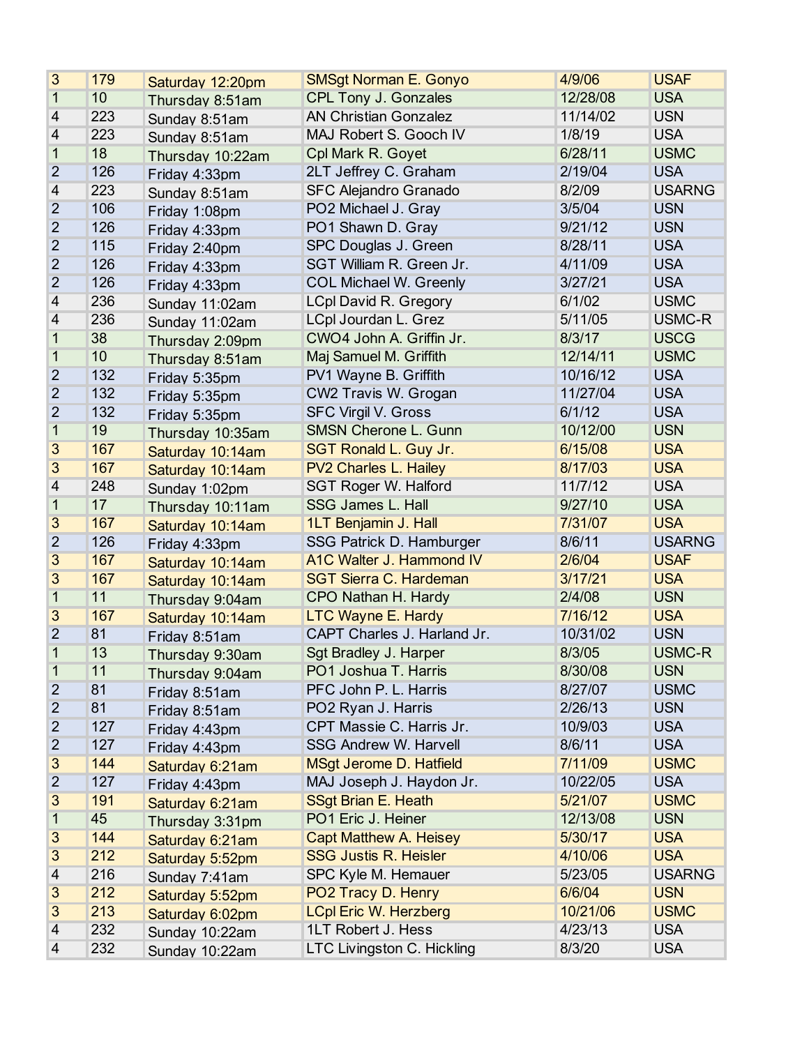| | | | | | |
|---|---|---|---|---|---|
| 3 | 179 | Saturday 12:20pm | SMSgt Norman E. Gonyo | 4/9/06 | USAF |
| 1 | 10 | Thursday 8:51am | CPL Tony J. Gonzales | 12/28/08 | USA |
| 4 | 223 | Sunday 8:51am | AN Christian Gonzalez | 11/14/02 | USN |
| 4 | 223 | Sunday 8:51am | MAJ Robert S. Gooch IV | 1/8/19 | USA |
| 1 | 18 | Thursday 10:22am | Cpl Mark R. Goyet | 6/28/11 | USMC |
| 2 | 126 | Friday 4:33pm | 2LT Jeffrey C. Graham | 2/19/04 | USA |
| 4 | 223 | Sunday 8:51am | SFC Alejandro Granado | 8/2/09 | USARNG |
| 2 | 106 | Friday 1:08pm | PO2 Michael J. Gray | 3/5/04 | USN |
| 2 | 126 | Friday 4:33pm | PO1 Shawn D. Gray | 9/21/12 | USN |
| 2 | 115 | Friday 2:40pm | SPC Douglas J. Green | 8/28/11 | USA |
| 2 | 126 | Friday 4:33pm | SGT William R. Green Jr. | 4/11/09 | USA |
| 2 | 126 | Friday 4:33pm | COL Michael W. Greenly | 3/27/21 | USA |
| 4 | 236 | Sunday 11:02am | LCpl David R. Gregory | 6/1/02 | USMC |
| 4 | 236 | Sunday 11:02am | LCpl Jourdan L. Grez | 5/11/05 | USMC-R |
| 1 | 38 | Thursday 2:09pm | CWO4 John A. Griffin Jr. | 8/3/17 | USCG |
| 1 | 10 | Thursday 8:51am | Maj Samuel M. Griffith | 12/14/11 | USMC |
| 2 | 132 | Friday 5:35pm | PV1 Wayne B. Griffith | 10/16/12 | USA |
| 2 | 132 | Friday 5:35pm | CW2 Travis W. Grogan | 11/27/04 | USA |
| 2 | 132 | Friday 5:35pm | SFC Virgil V. Gross | 6/1/12 | USA |
| 1 | 19 | Thursday 10:35am | SMSN Cherone L. Gunn | 10/12/00 | USN |
| 3 | 167 | Saturday 10:14am | SGT Ronald L. Guy Jr. | 6/15/08 | USA |
| 3 | 167 | Saturday 10:14am | PV2 Charles L. Hailey | 8/17/03 | USA |
| 4 | 248 | Sunday 1:02pm | SGT Roger W. Halford | 11/7/12 | USA |
| 1 | 17 | Thursday 10:11am | SSG James L. Hall | 9/27/10 | USA |
| 3 | 167 | Saturday 10:14am | 1LT Benjamin J. Hall | 7/31/07 | USA |
| 2 | 126 | Friday 4:33pm | SSG Patrick D. Hamburger | 8/6/11 | USARNG |
| 3 | 167 | Saturday 10:14am | A1C Walter J. Hammond IV | 2/6/04 | USAF |
| 3 | 167 | Saturday 10:14am | SGT Sierra C. Hardeman | 3/17/21 | USA |
| 1 | 11 | Thursday 9:04am | CPO Nathan H. Hardy | 2/4/08 | USN |
| 3 | 167 | Saturday 10:14am | LTC Wayne E. Hardy | 7/16/12 | USA |
| 2 | 81 | Friday 8:51am | CAPT Charles J. Harland Jr. | 10/31/02 | USN |
| 1 | 13 | Thursday 9:30am | Sgt Bradley J. Harper | 8/3/05 | USMC-R |
| 1 | 11 | Thursday 9:04am | PO1 Joshua T. Harris | 8/30/08 | USN |
| 2 | 81 | Friday 8:51am | PFC John P. L. Harris | 8/27/07 | USMC |
| 2 | 81 | Friday 8:51am | PO2 Ryan J. Harris | 2/26/13 | USN |
| 2 | 127 | Friday 4:43pm | CPT Massie C. Harris Jr. | 10/9/03 | USA |
| 2 | 127 | Friday 4:43pm | SSG Andrew W. Harvell | 8/6/11 | USA |
| 3 | 144 | Saturday 6:21am | MSgt Jerome D. Hatfield | 7/11/09 | USMC |
| 2 | 127 | Friday 4:43pm | MAJ Joseph J. Haydon Jr. | 10/22/05 | USA |
| 3 | 191 | Saturday 6:21am | SSgt Brian E. Heath | 5/21/07 | USMC |
| 1 | 45 | Thursday 3:31pm | PO1 Eric J. Heiner | 12/13/08 | USN |
| 3 | 144 | Saturday 6:21am | Capt Matthew A. Heisey | 5/30/17 | USA |
| 3 | 212 | Saturday 5:52pm | SSG Justis R. Heisler | 4/10/06 | USA |
| 4 | 216 | Sunday 7:41am | SPC Kyle M. Hemauer | 5/23/05 | USARNG |
| 3 | 212 | Saturday 5:52pm | PO2 Tracy D. Henry | 6/6/04 | USN |
| 3 | 213 | Saturday 6:02pm | LCpl Eric W. Herzberg | 10/21/06 | USMC |
| 4 | 232 | Sunday 10:22am | 1LT Robert J. Hess | 4/23/13 | USA |
| 4 | 232 | Sunday 10:22am | LTC Livingston C. Hickling | 8/3/20 | USA |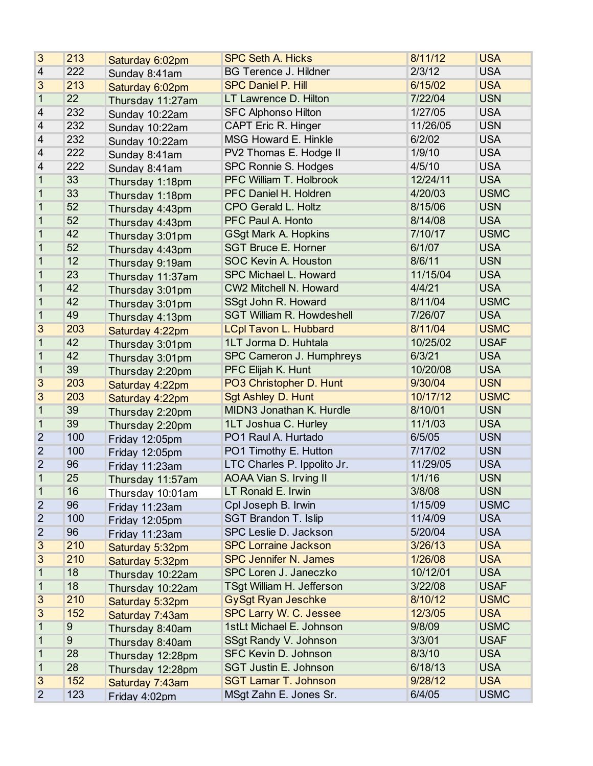| | | | | | |
|---|---|---|---|---|---|
| 3 | 213 | Saturday 6:02pm | SPC Seth A. Hicks | 8/11/12 | USA |
| 4 | 222 | Sunday 8:41am | BG Terence J. Hildner | 2/3/12 | USA |
| 3 | 213 | Saturday 6:02pm | SPC Daniel P. Hill | 6/15/02 | USA |
| 1 | 22 | Thursday 11:27am | LT Lawrence D. Hilton | 7/22/04 | USN |
| 4 | 232 | Sunday 10:22am | SFC Alphonso Hilton | 1/27/05 | USA |
| 4 | 232 | Sunday 10:22am | CAPT Eric R. Hinger | 11/26/05 | USN |
| 4 | 232 | Sunday 10:22am | MSG Howard E. Hinkle | 6/2/02 | USA |
| 4 | 222 | Sunday 8:41am | PV2 Thomas E. Hodge II | 1/9/10 | USA |
| 4 | 222 | Sunday 8:41am | SPC Ronnie S. Hodges | 4/5/10 | USA |
| 1 | 33 | Thursday 1:18pm | PFC William T. Holbrook | 12/24/11 | USA |
| 1 | 33 | Thursday 1:18pm | PFC Daniel H. Holdren | 4/20/03 | USMC |
| 1 | 52 | Thursday 4:43pm | CPO Gerald L. Holtz | 8/15/06 | USN |
| 1 | 52 | Thursday 4:43pm | PFC Paul A. Honto | 8/14/08 | USA |
| 1 | 42 | Thursday 3:01pm | GSgt Mark A. Hopkins | 7/10/17 | USMC |
| 1 | 52 | Thursday 4:43pm | SGT Bruce E. Horner | 6/1/07 | USA |
| 1 | 12 | Thursday 9:19am | SOC Kevin A. Houston | 8/6/11 | USN |
| 1 | 23 | Thursday 11:37am | SPC Michael L. Howard | 11/15/04 | USA |
| 1 | 42 | Thursday 3:01pm | CW2 Mitchell N. Howard | 4/4/21 | USA |
| 1 | 42 | Thursday 3:01pm | SSgt John R. Howard | 8/11/04 | USMC |
| 1 | 49 | Thursday 4:13pm | SGT William R. Howdeshell | 7/26/07 | USA |
| 3 | 203 | Saturday 4:22pm | LCpl Tavon L. Hubbard | 8/11/04 | USMC |
| 1 | 42 | Thursday 3:01pm | 1LT Jorma D. Huhtala | 10/25/02 | USAF |
| 1 | 42 | Thursday 3:01pm | SPC Cameron J. Humphreys | 6/3/21 | USA |
| 1 | 39 | Thursday 2:20pm | PFC Elijah K. Hunt | 10/20/08 | USA |
| 3 | 203 | Saturday 4:22pm | PO3 Christopher D. Hunt | 9/30/04 | USN |
| 3 | 203 | Saturday 4:22pm | Sgt Ashley D. Hunt | 10/17/12 | USMC |
| 1 | 39 | Thursday 2:20pm | MIDN3 Jonathan K. Hurdle | 8/10/01 | USN |
| 1 | 39 | Thursday 2:20pm | 1LT Joshua C. Hurley | 11/1/03 | USA |
| 2 | 100 | Friday 12:05pm | PO1 Raul A. Hurtado | 6/5/05 | USN |
| 2 | 100 | Friday 12:05pm | PO1 Timothy E. Hutton | 7/17/02 | USN |
| 2 | 96 | Friday 11:23am | LTC Charles P. Ippolito Jr. | 11/29/05 | USA |
| 1 | 25 | Thursday 11:57am | AOAA Vian S. Irving II | 1/1/16 | USN |
| 1 | 16 | Thursday 10:01am | LT Ronald E. Irwin | 3/8/08 | USN |
| 2 | 96 | Friday 11:23am | Cpl Joseph B. Irwin | 1/15/09 | USMC |
| 2 | 100 | Friday 12:05pm | SGT Brandon T. Islip | 11/4/09 | USA |
| 2 | 96 | Friday 11:23am | SPC Leslie D. Jackson | 5/20/04 | USA |
| 3 | 210 | Saturday 5:32pm | SPC Lorraine Jackson | 3/26/13 | USA |
| 3 | 210 | Saturday 5:32pm | SPC Jennifer N. James | 1/26/08 | USA |
| 1 | 18 | Thursday 10:22am | SPC Loren J. Janeczko | 10/12/01 | USA |
| 1 | 18 | Thursday 10:22am | TSgt William H. Jefferson | 3/22/08 | USAF |
| 3 | 210 | Saturday 5:32pm | GySgt Ryan Jeschke | 8/10/12 | USMC |
| 3 | 152 | Saturday 7:43am | SPC Larry W. C. Jessee | 12/3/05 | USA |
| 1 | 9 | Thursday 8:40am | 1stLt Michael E. Johnson | 9/8/09 | USMC |
| 1 | 9 | Thursday 8:40am | SSgt Randy V. Johnson | 3/3/01 | USAF |
| 1 | 28 | Thursday 12:28pm | SFC Kevin D. Johnson | 8/3/10 | USA |
| 1 | 28 | Thursday 12:28pm | SGT Justin E. Johnson | 6/18/13 | USA |
| 3 | 152 | Saturday 7:43am | SGT Lamar T. Johnson | 9/28/12 | USA |
| 2 | 123 | Friday 4:02pm | MSgt Zahn E. Jones Sr. | 6/4/05 | USMC |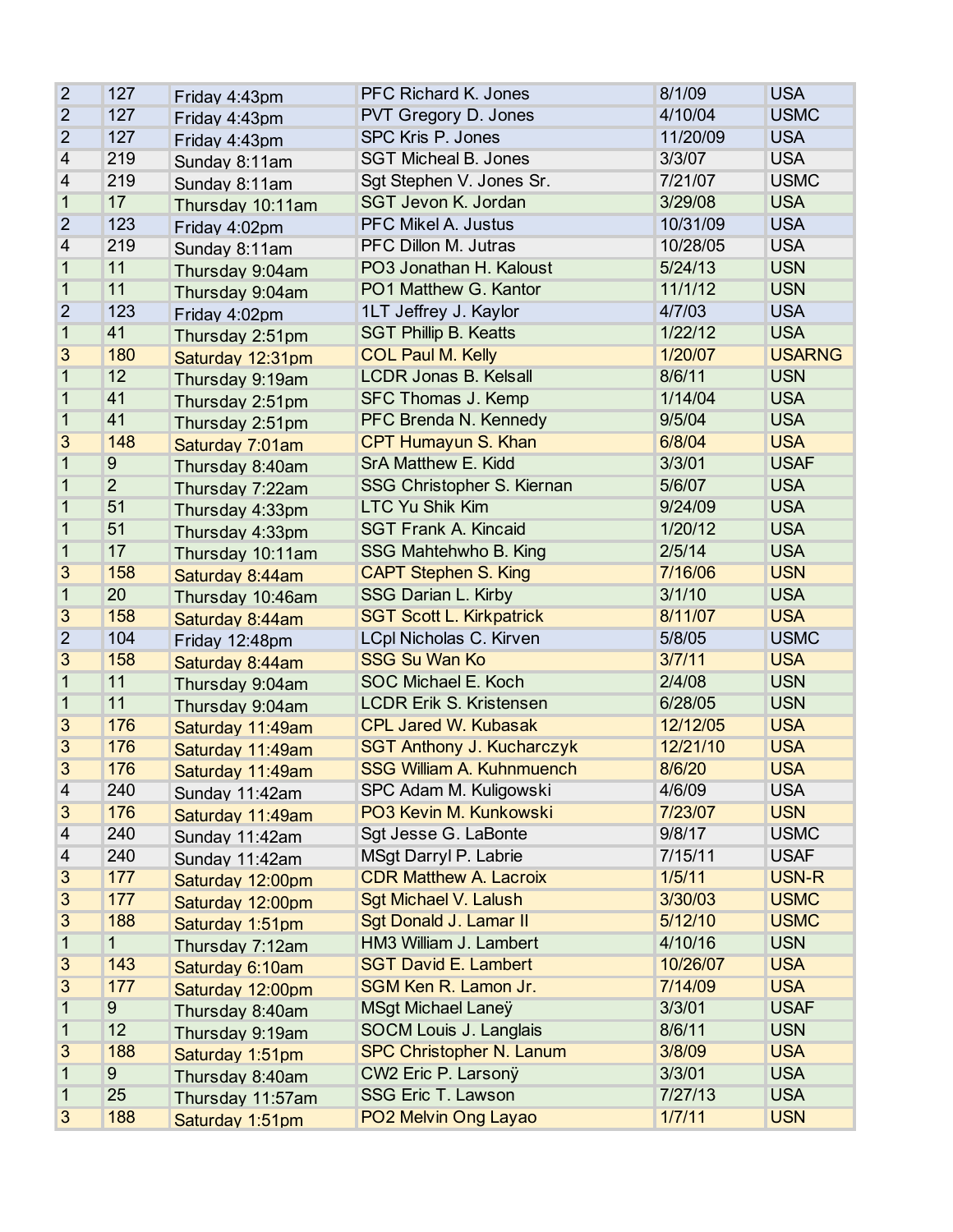| | | | | | |
|---|---|---|---|---|---|
| 2 | 127 | Friday 4:43pm | PFC Richard K. Jones | 8/1/09 | USA |
| 2 | 127 | Friday 4:43pm | PVT Gregory D. Jones | 4/10/04 | USMC |
| 2 | 127 | Friday 4:43pm | SPC Kris P. Jones | 11/20/09 | USA |
| 4 | 219 | Sunday 8:11am | SGT Micheal B. Jones | 3/3/07 | USA |
| 4 | 219 | Sunday 8:11am | Sgt Stephen V. Jones Sr. | 7/21/07 | USMC |
| 1 | 17 | Thursday 10:11am | SGT Jevon K. Jordan | 3/29/08 | USA |
| 2 | 123 | Friday 4:02pm | PFC Mikel A. Justus | 10/31/09 | USA |
| 4 | 219 | Sunday 8:11am | PFC Dillon M. Jutras | 10/28/05 | USA |
| 1 | 11 | Thursday 9:04am | PO3 Jonathan H. Kaloust | 5/24/13 | USN |
| 1 | 11 | Thursday 9:04am | PO1 Matthew G. Kantor | 11/1/12 | USN |
| 2 | 123 | Friday 4:02pm | 1LT Jeffrey J. Kaylor | 4/7/03 | USA |
| 1 | 41 | Thursday 2:51pm | SGT Phillip B. Keatts | 1/22/12 | USA |
| 3 | 180 | Saturday 12:31pm | COL Paul M. Kelly | 1/20/07 | USARNG |
| 1 | 12 | Thursday 9:19am | LCDR Jonas B. Kelsall | 8/6/11 | USN |
| 1 | 41 | Thursday 2:51pm | SFC Thomas J. Kemp | 1/14/04 | USA |
| 1 | 41 | Thursday 2:51pm | PFC Brenda N. Kennedy | 9/5/04 | USA |
| 3 | 148 | Saturday 7:01am | CPT Humayun S. Khan | 6/8/04 | USA |
| 1 | 9 | Thursday 8:40am | SrA Matthew E. Kidd | 3/3/01 | USAF |
| 1 | 2 | Thursday 7:22am | SSG Christopher S. Kiernan | 5/6/07 | USA |
| 1 | 51 | Thursday 4:33pm | LTC Yu Shik Kim | 9/24/09 | USA |
| 1 | 51 | Thursday 4:33pm | SGT Frank A. Kincaid | 1/20/12 | USA |
| 1 | 17 | Thursday 10:11am | SSG Mahtehwho B. King | 2/5/14 | USA |
| 3 | 158 | Saturday 8:44am | CAPT Stephen S. King | 7/16/06 | USN |
| 1 | 20 | Thursday 10:46am | SSG Darian L. Kirby | 3/1/10 | USA |
| 3 | 158 | Saturday 8:44am | SGT Scott L. Kirkpatrick | 8/11/07 | USA |
| 2 | 104 | Friday 12:48pm | LCpl Nicholas C. Kirven | 5/8/05 | USMC |
| 3 | 158 | Saturday 8:44am | SSG Su Wan Ko | 3/7/11 | USA |
| 1 | 11 | Thursday 9:04am | SOC Michael E. Koch | 2/4/08 | USN |
| 1 | 11 | Thursday 9:04am | LCDR Erik S. Kristensen | 6/28/05 | USN |
| 3 | 176 | Saturday 11:49am | CPL Jared W. Kubasak | 12/12/05 | USA |
| 3 | 176 | Saturday 11:49am | SGT Anthony J. Kucharczyk | 12/21/10 | USA |
| 3 | 176 | Saturday 11:49am | SSG William A. Kuhnmuench | 8/6/20 | USA |
| 4 | 240 | Sunday 11:42am | SPC Adam M. Kuligowski | 4/6/09 | USA |
| 3 | 176 | Saturday 11:49am | PO3 Kevin M. Kunkowski | 7/23/07 | USN |
| 4 | 240 | Sunday 11:42am | Sgt Jesse G. LaBonte | 9/8/17 | USMC |
| 4 | 240 | Sunday 11:42am | MSgt Darryl P. Labrie | 7/15/11 | USAF |
| 3 | 177 | Saturday 12:00pm | CDR Matthew A. Lacroix | 1/5/11 | USN-R |
| 3 | 177 | Saturday 12:00pm | Sgt Michael V. Lalush | 3/30/03 | USMC |
| 3 | 188 | Saturday 1:51pm | Sgt Donald J. Lamar II | 5/12/10 | USMC |
| 1 | 1 | Thursday 7:12am | HM3 William J. Lambert | 4/10/16 | USN |
| 3 | 143 | Saturday 6:10am | SGT David E. Lambert | 10/26/07 | USA |
| 3 | 177 | Saturday 12:00pm | SGM Ken R. Lamon Jr. | 7/14/09 | USA |
| 1 | 9 | Thursday 8:40am | MSgt Michael Laneÿ | 3/3/01 | USAF |
| 1 | 12 | Thursday 9:19am | SOCM Louis J. Langlais | 8/6/11 | USN |
| 3 | 188 | Saturday 1:51pm | SPC Christopher N. Lanum | 3/8/09 | USA |
| 1 | 9 | Thursday 8:40am | CW2 Eric P. Larsonÿ | 3/3/01 | USA |
| 1 | 25 | Thursday 11:57am | SSG Eric T. Lawson | 7/27/13 | USA |
| 3 | 188 | Saturday 1:51pm | PO2 Melvin Ong Layao | 1/7/11 | USN |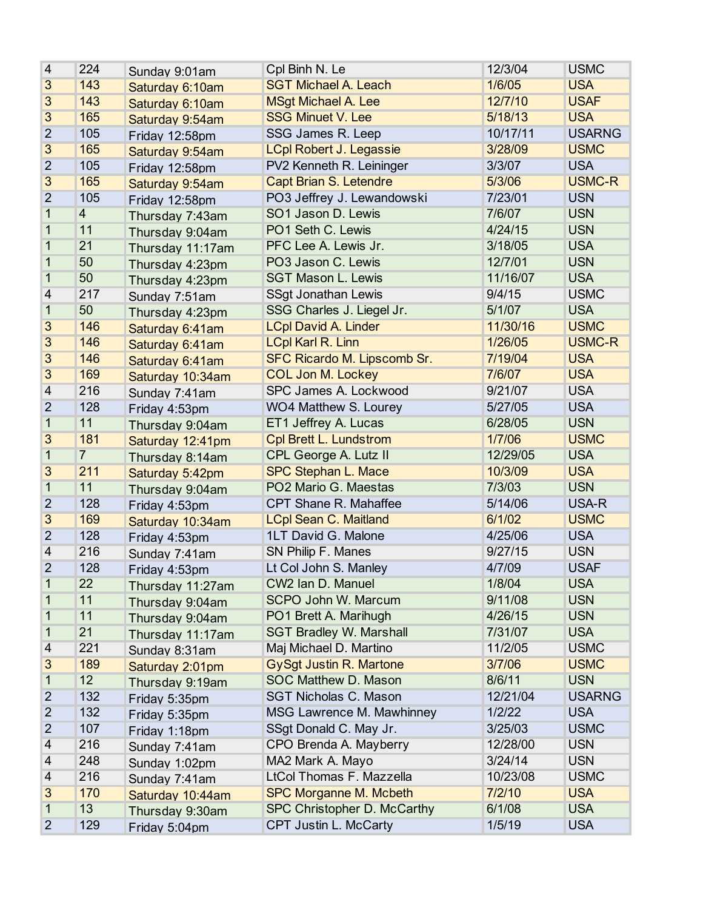| | | | | | |
|---|---|---|---|---|---|
| 4 | 224 | Sunday 9:01am | Cpl Binh N. Le | 12/3/04 | USMC |
| 3 | 143 | Saturday 6:10am | SGT Michael A. Leach | 1/6/05 | USA |
| 3 | 143 | Saturday 6:10am | MSgt Michael A. Lee | 12/7/10 | USAF |
| 3 | 165 | Saturday 9:54am | SSG Minuet V. Lee | 5/18/13 | USA |
| 2 | 105 | Friday 12:58pm | SSG James R. Leep | 10/17/11 | USARNG |
| 3 | 165 | Saturday 9:54am | LCpl Robert J. Legassie | 3/28/09 | USMC |
| 2 | 105 | Friday 12:58pm | PV2 Kenneth R. Leininger | 3/3/07 | USA |
| 3 | 165 | Saturday 9:54am | Capt Brian S. Letendre | 5/3/06 | USMC-R |
| 2 | 105 | Friday 12:58pm | PO3 Jeffrey J. Lewandowski | 7/23/01 | USN |
| 1 | 4 | Thursday 7:43am | SO1 Jason D. Lewis | 7/6/07 | USN |
| 1 | 11 | Thursday 9:04am | PO1 Seth C. Lewis | 4/24/15 | USN |
| 1 | 21 | Thursday 11:17am | PFC Lee A. Lewis Jr. | 3/18/05 | USA |
| 1 | 50 | Thursday 4:23pm | PO3 Jason C. Lewis | 12/7/01 | USN |
| 1 | 50 | Thursday 4:23pm | SGT Mason L. Lewis | 11/16/07 | USA |
| 4 | 217 | Sunday 7:51am | SSgt Jonathan Lewis | 9/4/15 | USMC |
| 1 | 50 | Thursday 4:23pm | SSG Charles J. Liegel Jr. | 5/1/07 | USA |
| 3 | 146 | Saturday 6:41am | LCpl David A. Linder | 11/30/16 | USMC |
| 3 | 146 | Saturday 6:41am | LCpl Karl R. Linn | 1/26/05 | USMC-R |
| 3 | 146 | Saturday 6:41am | SFC Ricardo M. Lipscomb Sr. | 7/19/04 | USA |
| 3 | 169 | Saturday 10:34am | COL Jon M. Lockey | 7/6/07 | USA |
| 4 | 216 | Sunday 7:41am | SPC James A. Lockwood | 9/21/07 | USA |
| 2 | 128 | Friday 4:53pm | WO4 Matthew S. Lourey | 5/27/05 | USA |
| 1 | 11 | Thursday 9:04am | ET1 Jeffrey A. Lucas | 6/28/05 | USN |
| 3 | 181 | Saturday 12:41pm | Cpl Brett L. Lundstrom | 1/7/06 | USMC |
| 1 | 7 | Thursday 8:14am | CPL George A. Lutz II | 12/29/05 | USA |
| 3 | 211 | Saturday 5:42pm | SPC Stephan L. Mace | 10/3/09 | USA |
| 1 | 11 | Thursday 9:04am | PO2 Mario G. Maestas | 7/3/03 | USN |
| 2 | 128 | Friday 4:53pm | CPT Shane R. Mahaffee | 5/14/06 | USA-R |
| 3 | 169 | Saturday 10:34am | LCpl Sean C. Maitland | 6/1/02 | USMC |
| 2 | 128 | Friday 4:53pm | 1LT David G. Malone | 4/25/06 | USA |
| 4 | 216 | Sunday 7:41am | SN Philip F. Manes | 9/27/15 | USN |
| 2 | 128 | Friday 4:53pm | Lt Col John S. Manley | 4/7/09 | USAF |
| 1 | 22 | Thursday 11:27am | CW2 Ian D. Manuel | 1/8/04 | USA |
| 1 | 11 | Thursday 9:04am | SCPO John W. Marcum | 9/11/08 | USN |
| 1 | 11 | Thursday 9:04am | PO1 Brett A. Marihugh | 4/26/15 | USN |
| 1 | 21 | Thursday 11:17am | SGT Bradley W. Marshall | 7/31/07 | USA |
| 4 | 221 | Sunday 8:31am | Maj Michael D. Martino | 11/2/05 | USMC |
| 3 | 189 | Saturday 2:01pm | GySgt Justin R. Martone | 3/7/06 | USMC |
| 1 | 12 | Thursday 9:19am | SOC Matthew D. Mason | 8/6/11 | USN |
| 2 | 132 | Friday 5:35pm | SGT Nicholas C. Mason | 12/21/04 | USARNG |
| 2 | 132 | Friday 5:35pm | MSG Lawrence M. Mawhinney | 1/2/22 | USA |
| 2 | 107 | Friday 1:18pm | SSgt Donald C. May Jr. | 3/25/03 | USMC |
| 4 | 216 | Sunday 7:41am | CPO Brenda A. Mayberry | 12/28/00 | USN |
| 4 | 248 | Sunday 1:02pm | MA2 Mark A. Mayo | 3/24/14 | USN |
| 4 | 216 | Sunday 7:41am | LtCol Thomas F. Mazzella | 10/23/08 | USMC |
| 3 | 170 | Saturday 10:44am | SPC Morganne M. Mcbeth | 7/2/10 | USA |
| 1 | 13 | Thursday 9:30am | SPC Christopher D. McCarthy | 6/1/08 | USA |
| 2 | 129 | Friday 5:04pm | CPT Justin L. McCarty | 1/5/19 | USA |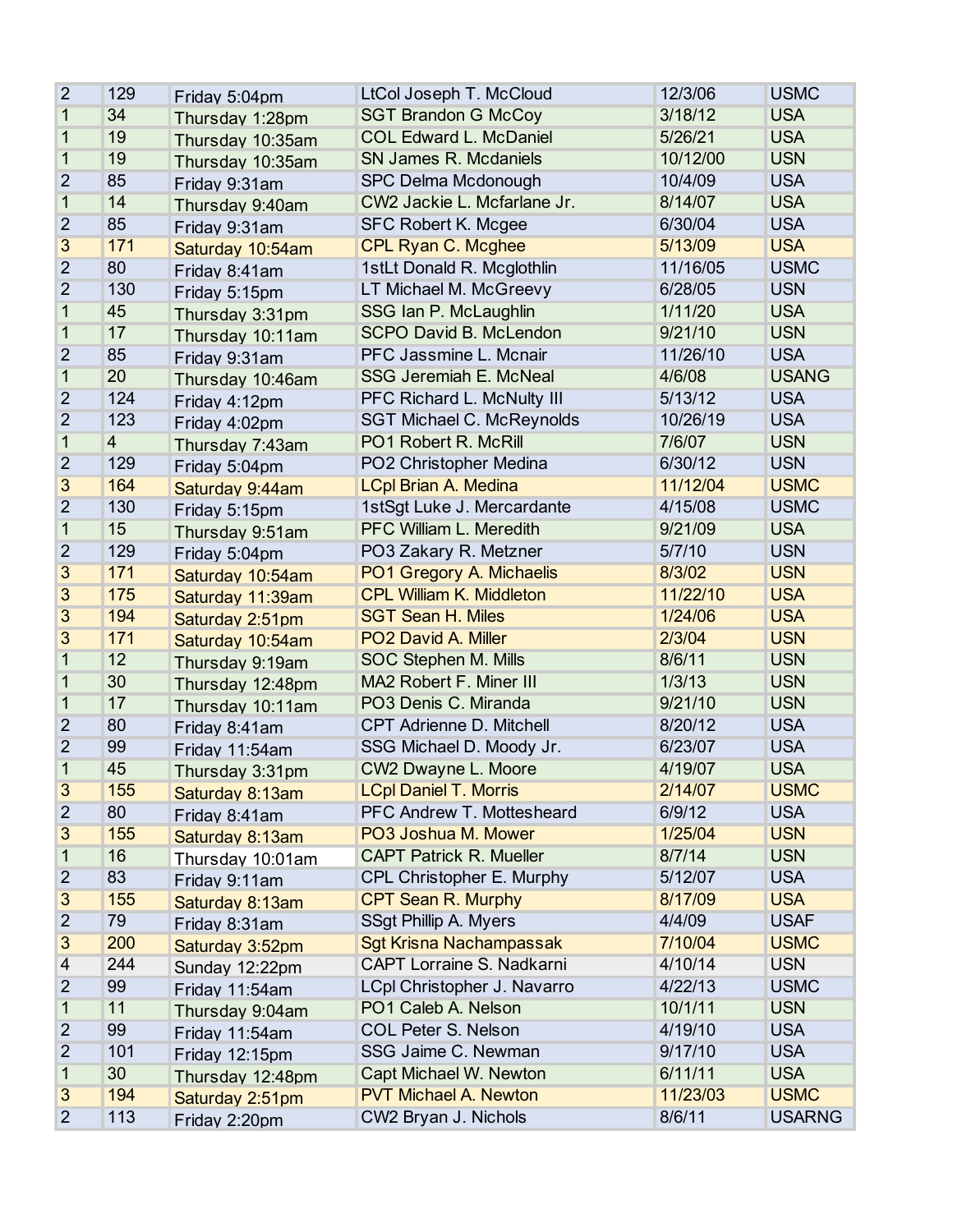| | | | | | |
|---|---|---|---|---|---|
| 2 | 129 | Friday 5:04pm | LtCol Joseph T. McCloud | 12/3/06 | USMC |
| 1 | 34 | Thursday 1:28pm | SGT Brandon G McCoy | 3/18/12 | USA |
| 1 | 19 | Thursday 10:35am | COL Edward L. McDaniel | 5/26/21 | USA |
| 1 | 19 | Thursday 10:35am | SN James R. Mcdaniels | 10/12/00 | USN |
| 2 | 85 | Friday 9:31am | SPC Delma Mcdonough | 10/4/09 | USA |
| 1 | 14 | Thursday 9:40am | CW2 Jackie L. Mcfarlane Jr. | 8/14/07 | USA |
| 2 | 85 | Friday 9:31am | SFC Robert K. Mcgee | 6/30/04 | USA |
| 3 | 171 | Saturday 10:54am | CPL Ryan C. Mcghee | 5/13/09 | USA |
| 2 | 80 | Friday 8:41am | 1stLt Donald R. Mcglothlin | 11/16/05 | USMC |
| 2 | 130 | Friday 5:15pm | LT Michael M. McGreevy | 6/28/05 | USN |
| 1 | 45 | Thursday 3:31pm | SSG Ian P. McLaughlin | 1/11/20 | USA |
| 1 | 17 | Thursday 10:11am | SCPO David B. McLendon | 9/21/10 | USN |
| 2 | 85 | Friday 9:31am | PFC Jassmine L. Mcnair | 11/26/10 | USA |
| 1 | 20 | Thursday 10:46am | SSG Jeremiah E. McNeal | 4/6/08 | USANG |
| 2 | 124 | Friday 4:12pm | PFC Richard L. McNulty III | 5/13/12 | USA |
| 2 | 123 | Friday 4:02pm | SGT Michael C. McReynolds | 10/26/19 | USA |
| 1 | 4 | Thursday 7:43am | PO1 Robert R. McRill | 7/6/07 | USN |
| 2 | 129 | Friday 5:04pm | PO2 Christopher Medina | 6/30/12 | USN |
| 3 | 164 | Saturday 9:44am | LCpl Brian A. Medina | 11/12/04 | USMC |
| 2 | 130 | Friday 5:15pm | 1stSgt Luke J. Mercardante | 4/15/08 | USMC |
| 1 | 15 | Thursday 9:51am | PFC William L. Meredith | 9/21/09 | USA |
| 2 | 129 | Friday 5:04pm | PO3 Zakary R. Metzner | 5/7/10 | USN |
| 3 | 171 | Saturday 10:54am | PO1 Gregory A. Michaelis | 8/3/02 | USN |
| 3 | 175 | Saturday 11:39am | CPL William K. Middleton | 11/22/10 | USA |
| 3 | 194 | Saturday 2:51pm | SGT Sean H. Miles | 1/24/06 | USA |
| 3 | 171 | Saturday 10:54am | PO2 David A. Miller | 2/3/04 | USN |
| 1 | 12 | Thursday 9:19am | SOC Stephen M. Mills | 8/6/11 | USN |
| 1 | 30 | Thursday 12:48pm | MA2 Robert F. Miner III | 1/3/13 | USN |
| 1 | 17 | Thursday 10:11am | PO3 Denis C. Miranda | 9/21/10 | USN |
| 2 | 80 | Friday 8:41am | CPT Adrienne D. Mitchell | 8/20/12 | USA |
| 2 | 99 | Friday 11:54am | SSG Michael D. Moody Jr. | 6/23/07 | USA |
| 1 | 45 | Thursday 3:31pm | CW2 Dwayne L. Moore | 4/19/07 | USA |
| 3 | 155 | Saturday 8:13am | LCpl Daniel T. Morris | 2/14/07 | USMC |
| 2 | 80 | Friday 8:41am | PFC Andrew T. Mottesheard | 6/9/12 | USA |
| 3 | 155 | Saturday 8:13am | PO3 Joshua M. Mower | 1/25/04 | USN |
| 1 | 16 | Thursday 10:01am | CAPT Patrick R. Mueller | 8/7/14 | USN |
| 2 | 83 | Friday 9:11am | CPL Christopher E. Murphy | 5/12/07 | USA |
| 3 | 155 | Saturday 8:13am | CPT Sean R. Murphy | 8/17/09 | USA |
| 2 | 79 | Friday 8:31am | SSgt Phillip A. Myers | 4/4/09 | USAF |
| 3 | 200 | Saturday 3:52pm | Sgt Krisna Nachampassak | 7/10/04 | USMC |
| 4 | 244 | Sunday 12:22pm | CAPT Lorraine S. Nadkarni | 4/10/14 | USN |
| 2 | 99 | Friday 11:54am | LCpl Christopher J. Navarro | 4/22/13 | USMC |
| 1 | 11 | Thursday 9:04am | PO1 Caleb A. Nelson | 10/1/11 | USN |
| 2 | 99 | Friday 11:54am | COL Peter S. Nelson | 4/19/10 | USA |
| 2 | 101 | Friday 12:15pm | SSG Jaime C. Newman | 9/17/10 | USA |
| 1 | 30 | Thursday 12:48pm | Capt Michael W. Newton | 6/11/11 | USA |
| 3 | 194 | Saturday 2:51pm | PVT Michael A. Newton | 11/23/03 | USMC |
| 2 | 113 | Friday 2:20pm | CW2 Bryan J. Nichols | 8/6/11 | USARNG |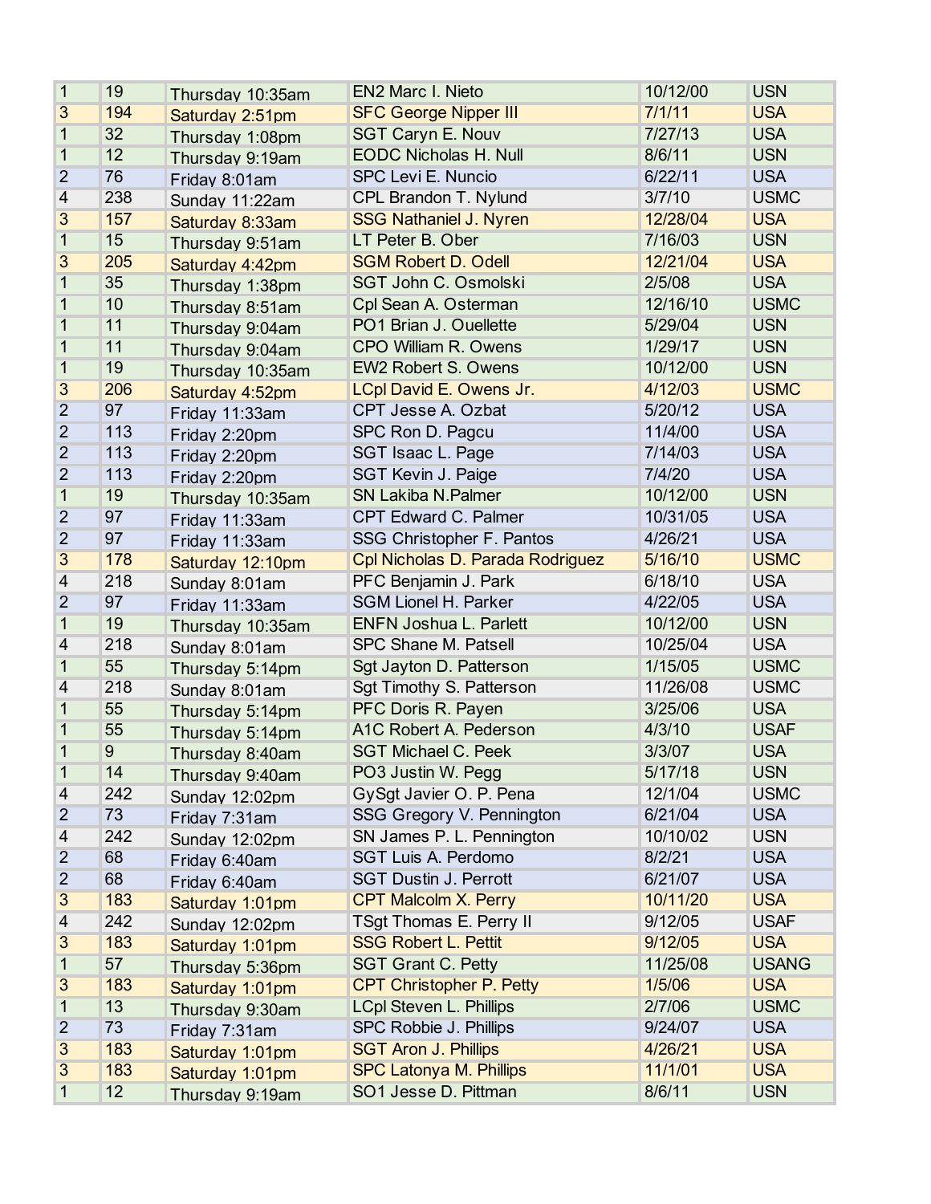| | | | | | |
|---|---|---|---|---|---|
| 1 | 19 | Thursday 10:35am | EN2 Marc I. Nieto | 10/12/00 | USN |
| 3 | 194 | Saturday 2:51pm | SFC George Nipper III | 7/1/11 | USA |
| 1 | 32 | Thursday 1:08pm | SGT Caryn E. Nouv | 7/27/13 | USA |
| 1 | 12 | Thursday 9:19am | EODC Nicholas H. Null | 8/6/11 | USN |
| 2 | 76 | Friday 8:01am | SPC Levi E. Nuncio | 6/22/11 | USA |
| 4 | 238 | Sunday 11:22am | CPL Brandon T. Nylund | 3/7/10 | USMC |
| 3 | 157 | Saturday 8:33am | SSG Nathaniel J. Nyren | 12/28/04 | USA |
| 1 | 15 | Thursday 9:51am | LT Peter B. Ober | 7/16/03 | USN |
| 3 | 205 | Saturday 4:42pm | SGM Robert D. Odell | 12/21/04 | USA |
| 1 | 35 | Thursday 1:38pm | SGT John C. Osmolski | 2/5/08 | USA |
| 1 | 10 | Thursday 8:51am | Cpl Sean A. Osterman | 12/16/10 | USMC |
| 1 | 11 | Thursday 9:04am | PO1 Brian J. Ouellette | 5/29/04 | USN |
| 1 | 11 | Thursday 9:04am | CPO William R. Owens | 1/29/17 | USN |
| 1 | 19 | Thursday 10:35am | EW2 Robert S. Owens | 10/12/00 | USN |
| 3 | 206 | Saturday 4:52pm | LCpl David E. Owens Jr. | 4/12/03 | USMC |
| 2 | 97 | Friday 11:33am | CPT Jesse A. Ozbat | 5/20/12 | USA |
| 2 | 113 | Friday 2:20pm | SPC Ron D. Pagcu | 11/4/00 | USA |
| 2 | 113 | Friday 2:20pm | SGT Isaac L. Page | 7/14/03 | USA |
| 2 | 113 | Friday 2:20pm | SGT Kevin J. Paige | 7/4/20 | USA |
| 1 | 19 | Thursday 10:35am | SN Lakiba N.Palmer | 10/12/00 | USN |
| 2 | 97 | Friday 11:33am | CPT Edward C. Palmer | 10/31/05 | USA |
| 2 | 97 | Friday 11:33am | SSG Christopher F. Pantos | 4/26/21 | USA |
| 3 | 178 | Saturday 12:10pm | Cpl Nicholas D. Parada Rodriguez | 5/16/10 | USMC |
| 4 | 218 | Sunday 8:01am | PFC Benjamin J. Park | 6/18/10 | USA |
| 2 | 97 | Friday 11:33am | SGM Lionel H. Parker | 4/22/05 | USA |
| 1 | 19 | Thursday 10:35am | ENFN Joshua L. Parlett | 10/12/00 | USN |
| 4 | 218 | Sunday 8:01am | SPC Shane M. Patsell | 10/25/04 | USA |
| 1 | 55 | Thursday 5:14pm | Sgt Jayton D. Patterson | 1/15/05 | USMC |
| 4 | 218 | Sunday 8:01am | Sgt Timothy S. Patterson | 11/26/08 | USMC |
| 1 | 55 | Thursday 5:14pm | PFC Doris R. Payen | 3/25/06 | USA |
| 1 | 55 | Thursday 5:14pm | A1C Robert A. Pederson | 4/3/10 | USAF |
| 1 | 9 | Thursday 8:40am | SGT Michael C. Peek | 3/3/07 | USA |
| 1 | 14 | Thursday 9:40am | PO3 Justin W. Pegg | 5/17/18 | USN |
| 4 | 242 | Sunday 12:02pm | GySgt Javier O. P. Pena | 12/1/04 | USMC |
| 2 | 73 | Friday 7:31am | SSG Gregory V. Pennington | 6/21/04 | USA |
| 4 | 242 | Sunday 12:02pm | SN James P. L. Pennington | 10/10/02 | USN |
| 2 | 68 | Friday 6:40am | SGT Luis A. Perdomo | 8/2/21 | USA |
| 2 | 68 | Friday 6:40am | SGT Dustin J. Perrott | 6/21/07 | USA |
| 3 | 183 | Saturday 1:01pm | CPT Malcolm X. Perry | 10/11/20 | USA |
| 4 | 242 | Sunday 12:02pm | TSgt Thomas E. Perry II | 9/12/05 | USAF |
| 3 | 183 | Saturday 1:01pm | SSG Robert L. Pettit | 9/12/05 | USA |
| 1 | 57 | Thursday 5:36pm | SGT Grant C. Petty | 11/25/08 | USANG |
| 3 | 183 | Saturday 1:01pm | CPT Christopher P. Petty | 1/5/06 | USA |
| 1 | 13 | Thursday 9:30am | LCpl Steven L. Phillips | 2/7/06 | USMC |
| 2 | 73 | Friday 7:31am | SPC Robbie J. Phillips | 9/24/07 | USA |
| 3 | 183 | Saturday 1:01pm | SGT Aron J. Phillips | 4/26/21 | USA |
| 3 | 183 | Saturday 1:01pm | SPC Latonya M. Phillips | 11/1/01 | USA |
| 1 | 12 | Thursday 9:19am | SO1 Jesse D. Pittman | 8/6/11 | USN |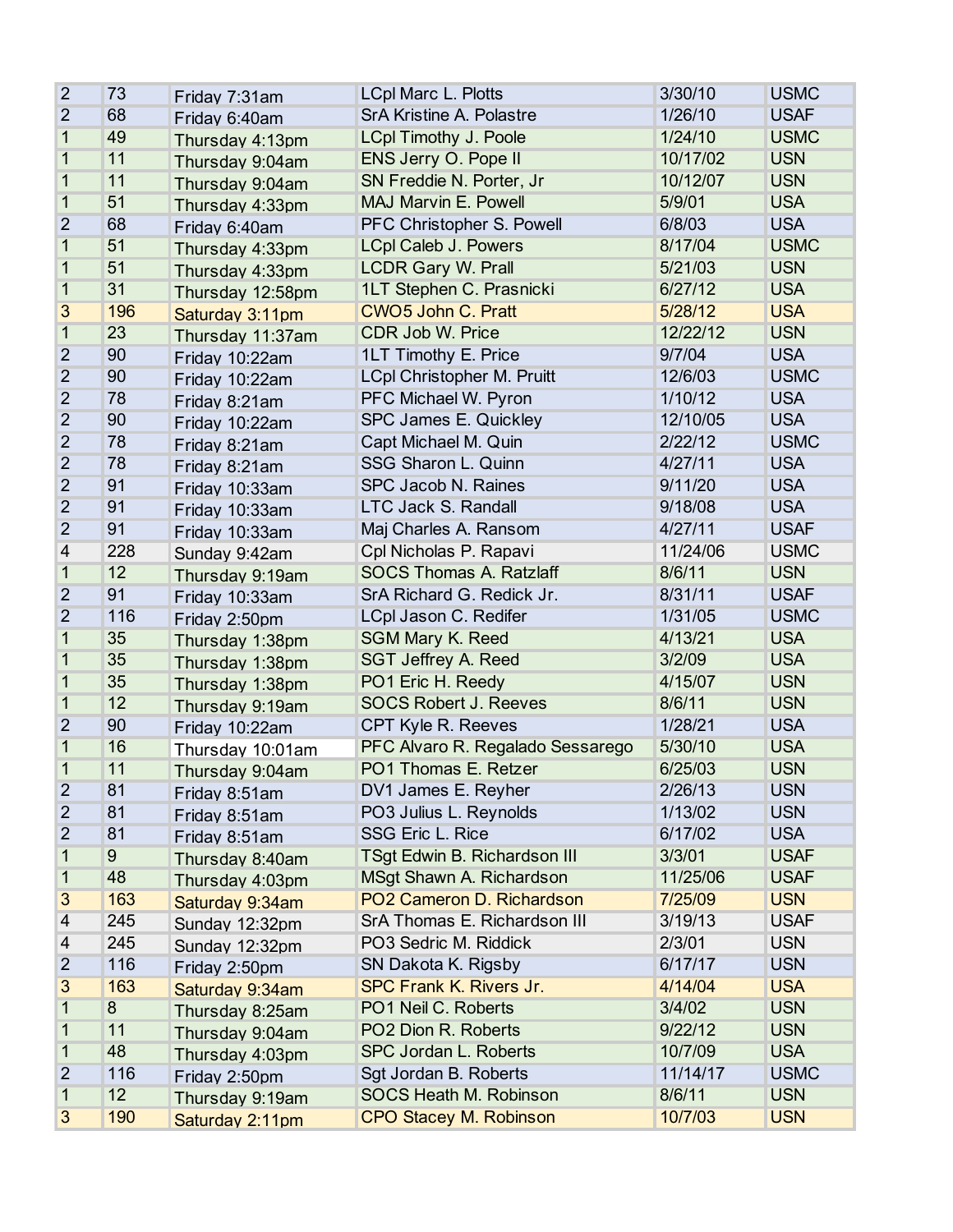| | | | | | |
|---|---|---|---|---|---|
| 2 | 73 | Friday 7:31am | LCpl Marc L. Plotts | 3/30/10 | USMC |
| 2 | 68 | Friday 6:40am | SrA Kristine A. Polastre | 1/26/10 | USAF |
| 1 | 49 | Thursday 4:13pm | LCpl Timothy J. Poole | 1/24/10 | USMC |
| 1 | 11 | Thursday 9:04am | ENS Jerry O. Pope II | 10/17/02 | USN |
| 1 | 11 | Thursday 9:04am | SN Freddie N. Porter, Jr | 10/12/07 | USN |
| 1 | 51 | Thursday 4:33pm | MAJ Marvin E. Powell | 5/9/01 | USA |
| 2 | 68 | Friday 6:40am | PFC Christopher S. Powell | 6/8/03 | USA |
| 1 | 51 | Thursday 4:33pm | LCpl Caleb J. Powers | 8/17/04 | USMC |
| 1 | 51 | Thursday 4:33pm | LCDR Gary W. Prall | 5/21/03 | USN |
| 1 | 31 | Thursday 12:58pm | 1LT Stephen C. Prasnicki | 6/27/12 | USA |
| 3 | 196 | Saturday 3:11pm | CWO5 John C. Pratt | 5/28/12 | USA |
| 1 | 23 | Thursday 11:37am | CDR Job W. Price | 12/22/12 | USN |
| 2 | 90 | Friday 10:22am | 1LT Timothy E. Price | 9/7/04 | USA |
| 2 | 90 | Friday 10:22am | LCpl Christopher M. Pruitt | 12/6/03 | USMC |
| 2 | 78 | Friday 8:21am | PFC Michael W. Pyron | 1/10/12 | USA |
| 2 | 90 | Friday 10:22am | SPC James E. Quickley | 12/10/05 | USA |
| 2 | 78 | Friday 8:21am | Capt Michael M. Quin | 2/22/12 | USMC |
| 2 | 78 | Friday 8:21am | SSG Sharon L. Quinn | 4/27/11 | USA |
| 2 | 91 | Friday 10:33am | SPC Jacob N. Raines | 9/11/20 | USA |
| 2 | 91 | Friday 10:33am | LTC Jack S. Randall | 9/18/08 | USA |
| 2 | 91 | Friday 10:33am | Maj Charles A. Ransom | 4/27/11 | USAF |
| 4 | 228 | Sunday 9:42am | Cpl Nicholas P. Rapavi | 11/24/06 | USMC |
| 1 | 12 | Thursday 9:19am | SOCS Thomas A. Ratzlaff | 8/6/11 | USN |
| 2 | 91 | Friday 10:33am | SrA Richard G. Redick Jr. | 8/31/11 | USAF |
| 2 | 116 | Friday 2:50pm | LCpl Jason C. Redifer | 1/31/05 | USMC |
| 1 | 35 | Thursday 1:38pm | SGM Mary K. Reed | 4/13/21 | USA |
| 1 | 35 | Thursday 1:38pm | SGT Jeffrey A. Reed | 3/2/09 | USA |
| 1 | 35 | Thursday 1:38pm | PO1 Eric H. Reedy | 4/15/07 | USN |
| 1 | 12 | Thursday 9:19am | SOCS Robert J. Reeves | 8/6/11 | USN |
| 2 | 90 | Friday 10:22am | CPT Kyle R. Reeves | 1/28/21 | USA |
| 1 | 16 | Thursday 10:01am | PFC Alvaro R. Regalado Sessarego | 5/30/10 | USA |
| 1 | 11 | Thursday 9:04am | PO1 Thomas E. Retzer | 6/25/03 | USN |
| 2 | 81 | Friday 8:51am | DV1 James E. Reyher | 2/26/13 | USN |
| 2 | 81 | Friday 8:51am | PO3 Julius L. Reynolds | 1/13/02 | USN |
| 2 | 81 | Friday 8:51am | SSG Eric L. Rice | 6/17/02 | USA |
| 1 | 9 | Thursday 8:40am | TSgt Edwin B. Richardson III | 3/3/01 | USAF |
| 1 | 48 | Thursday 4:03pm | MSgt Shawn A. Richardson | 11/25/06 | USAF |
| 3 | 163 | Saturday 9:34am | PO2 Cameron D. Richardson | 7/25/09 | USN |
| 4 | 245 | Sunday 12:32pm | SrA Thomas E. Richardson III | 3/19/13 | USAF |
| 4 | 245 | Sunday 12:32pm | PO3 Sedric M. Riddick | 2/3/01 | USN |
| 2 | 116 | Friday 2:50pm | SN Dakota K. Rigsby | 6/17/17 | USN |
| 3 | 163 | Saturday 9:34am | SPC Frank K. Rivers Jr. | 4/14/04 | USA |
| 1 | 8 | Thursday 8:25am | PO1 Neil C. Roberts | 3/4/02 | USN |
| 1 | 11 | Thursday 9:04am | PO2 Dion R. Roberts | 9/22/12 | USN |
| 1 | 48 | Thursday 4:03pm | SPC Jordan L. Roberts | 10/7/09 | USA |
| 2 | 116 | Friday 2:50pm | Sgt Jordan B. Roberts | 11/14/17 | USMC |
| 1 | 12 | Thursday 9:19am | SOCS Heath M. Robinson | 8/6/11 | USN |
| 3 | 190 | Saturday 2:11pm | CPO Stacey M. Robinson | 10/7/03 | USN |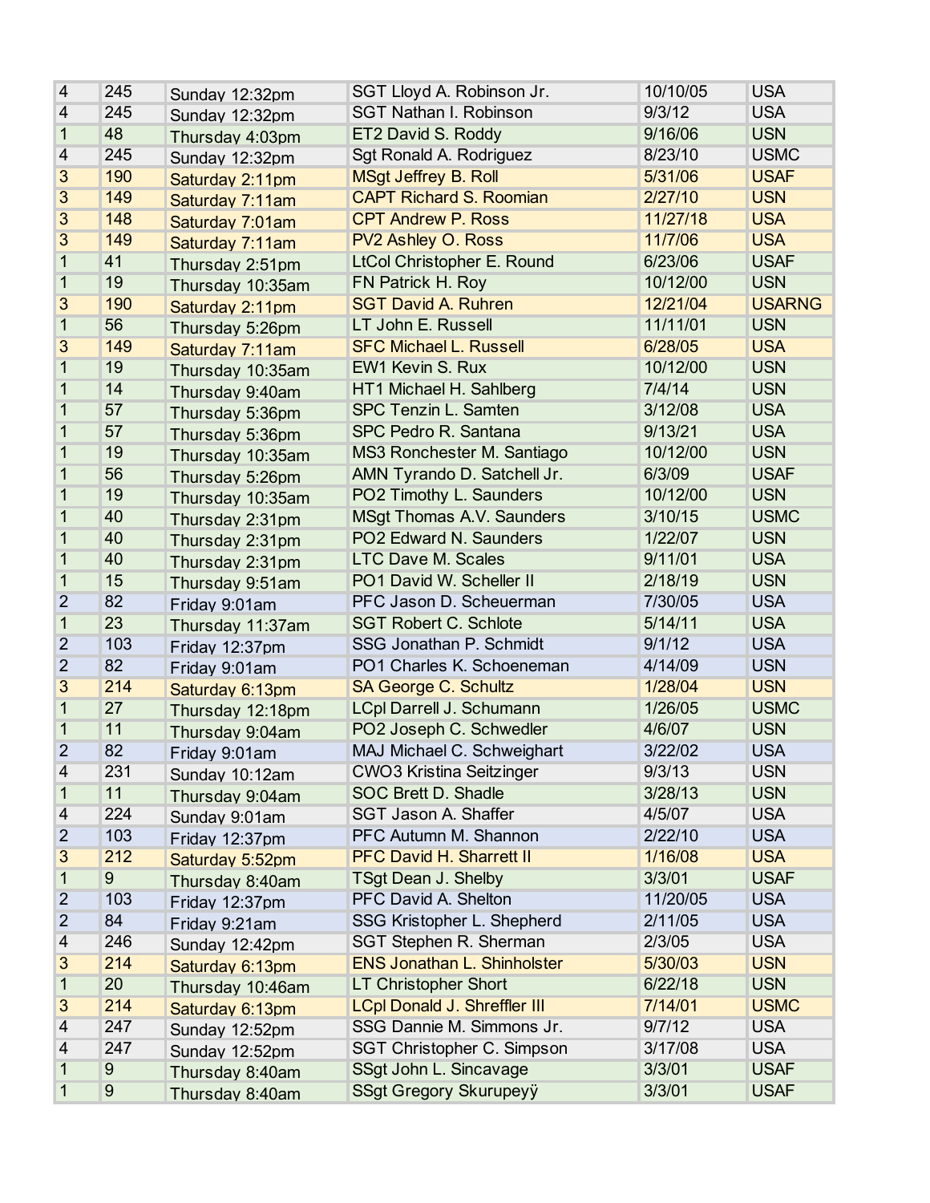| | | | | | |
|---|---|---|---|---|---|
| 4 | 245 | Sunday 12:32pm | SGT Lloyd A. Robinson Jr. | 10/10/05 | USA |
| 4 | 245 | Sunday 12:32pm | SGT Nathan I. Robinson | 9/3/12 | USA |
| 1 | 48 | Thursday 4:03pm | ET2 David S. Roddy | 9/16/06 | USN |
| 4 | 245 | Sunday 12:32pm | Sgt Ronald A. Rodriguez | 8/23/10 | USMC |
| 3 | 190 | Saturday 2:11pm | MSgt Jeffrey B. Roll | 5/31/06 | USAF |
| 3 | 149 | Saturday 7:11am | CAPT Richard S. Roomian | 2/27/10 | USN |
| 3 | 148 | Saturday 7:01am | CPT Andrew P. Ross | 11/27/18 | USA |
| 3 | 149 | Saturday 7:11am | PV2 Ashley O. Ross | 11/7/06 | USA |
| 1 | 41 | Thursday 2:51pm | LtCol Christopher E. Round | 6/23/06 | USAF |
| 1 | 19 | Thursday 10:35am | FN Patrick H. Roy | 10/12/00 | USN |
| 3 | 190 | Saturday 2:11pm | SGT David A. Ruhren | 12/21/04 | USARNG |
| 1 | 56 | Thursday 5:26pm | LT John E. Russell | 11/11/01 | USN |
| 3 | 149 | Saturday 7:11am | SFC Michael L. Russell | 6/28/05 | USA |
| 1 | 19 | Thursday 10:35am | EW1 Kevin S. Rux | 10/12/00 | USN |
| 1 | 14 | Thursday 9:40am | HT1 Michael H. Sahlberg | 7/4/14 | USN |
| 1 | 57 | Thursday 5:36pm | SPC Tenzin L. Samten | 3/12/08 | USA |
| 1 | 57 | Thursday 5:36pm | SPC Pedro R. Santana | 9/13/21 | USA |
| 1 | 19 | Thursday 10:35am | MS3 Ronchester M. Santiago | 10/12/00 | USN |
| 1 | 56 | Thursday 5:26pm | AMN Tyrando D. Satchell Jr. | 6/3/09 | USAF |
| 1 | 19 | Thursday 10:35am | PO2 Timothy L. Saunders | 10/12/00 | USN |
| 1 | 40 | Thursday 2:31pm | MSgt Thomas A.V. Saunders | 3/10/15 | USMC |
| 1 | 40 | Thursday 2:31pm | PO2 Edward N. Saunders | 1/22/07 | USN |
| 1 | 40 | Thursday 2:31pm | LTC Dave M. Scales | 9/11/01 | USA |
| 1 | 15 | Thursday 9:51am | PO1 David W. Scheller II | 2/18/19 | USN |
| 2 | 82 | Friday 9:01am | PFC Jason D. Scheuerman | 7/30/05 | USA |
| 1 | 23 | Thursday 11:37am | SGT Robert C. Schlote | 5/14/11 | USA |
| 2 | 103 | Friday 12:37pm | SSG Jonathan P. Schmidt | 9/1/12 | USA |
| 2 | 82 | Friday 9:01am | PO1 Charles K. Schoeneman | 4/14/09 | USN |
| 3 | 214 | Saturday 6:13pm | SA George C. Schultz | 1/28/04 | USN |
| 1 | 27 | Thursday 12:18pm | LCpl Darrell J. Schumann | 1/26/05 | USMC |
| 1 | 11 | Thursday 9:04am | PO2 Joseph C. Schwedler | 4/6/07 | USN |
| 2 | 82 | Friday 9:01am | MAJ Michael C. Schweighart | 3/22/02 | USA |
| 4 | 231 | Sunday 10:12am | CWO3 Kristina Seitzinger | 9/3/13 | USN |
| 1 | 11 | Thursday 9:04am | SOC Brett D. Shadle | 3/28/13 | USN |
| 4 | 224 | Sunday 9:01am | SGT Jason A. Shaffer | 4/5/07 | USA |
| 2 | 103 | Friday 12:37pm | PFC Autumn M. Shannon | 2/22/10 | USA |
| 3 | 212 | Saturday 5:52pm | PFC David H. Sharrett II | 1/16/08 | USA |
| 1 | 9 | Thursday 8:40am | TSgt Dean J. Shelby | 3/3/01 | USAF |
| 2 | 103 | Friday 12:37pm | PFC David A. Shelton | 11/20/05 | USA |
| 2 | 84 | Friday 9:21am | SSG Kristopher L. Shepherd | 2/11/05 | USA |
| 4 | 246 | Sunday 12:42pm | SGT Stephen R. Sherman | 2/3/05 | USA |
| 3 | 214 | Saturday 6:13pm | ENS Jonathan L. Shinholster | 5/30/03 | USN |
| 1 | 20 | Thursday 10:46am | LT Christopher Short | 6/22/18 | USN |
| 3 | 214 | Saturday 6:13pm | LCpl Donald J. Shreffler III | 7/14/01 | USMC |
| 4 | 247 | Sunday 12:52pm | SSG Dannie M. Simmons Jr. | 9/7/12 | USA |
| 4 | 247 | Sunday 12:52pm | SGT Christopher C. Simpson | 3/17/08 | USA |
| 1 | 9 | Thursday 8:40am | SSgt John L. Sincavage | 3/3/01 | USAF |
| 1 | 9 | Thursday 8:40am | SSgt Gregory Skurupeyÿ | 3/3/01 | USAF |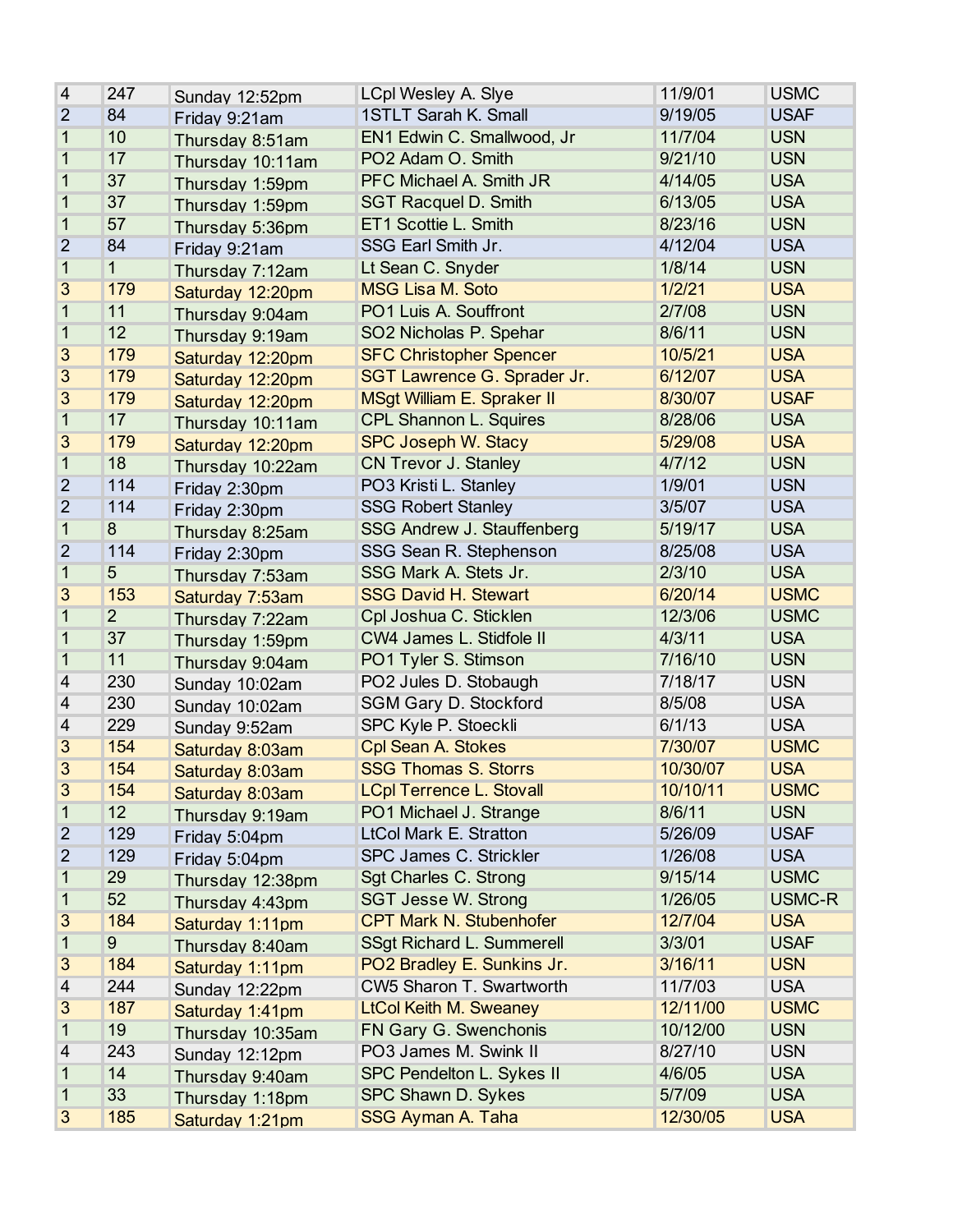| | | | | | |
|---|---|---|---|---|---|
| 4 | 247 | Sunday 12:52pm | LCpl Wesley A. Slye | 11/9/01 | USMC |
| 2 | 84 | Friday 9:21am | 1STLT Sarah K. Small | 9/19/05 | USAF |
| 1 | 10 | Thursday 8:51am | EN1 Edwin C. Smallwood, Jr | 11/7/04 | USN |
| 1 | 17 | Thursday 10:11am | PO2 Adam O. Smith | 9/21/10 | USN |
| 1 | 37 | Thursday 1:59pm | PFC Michael A. Smith JR | 4/14/05 | USA |
| 1 | 37 | Thursday 1:59pm | SGT Racquel D. Smith | 6/13/05 | USA |
| 1 | 57 | Thursday 5:36pm | ET1 Scottie L. Smith | 8/23/16 | USN |
| 2 | 84 | Friday 9:21am | SSG Earl Smith Jr. | 4/12/04 | USA |
| 1 | 1 | Thursday 7:12am | Lt Sean C. Snyder | 1/8/14 | USN |
| 3 | 179 | Saturday 12:20pm | MSG Lisa M. Soto | 1/2/21 | USA |
| 1 | 11 | Thursday 9:04am | PO1 Luis A. Souffront | 2/7/08 | USN |
| 1 | 12 | Thursday 9:19am | SO2 Nicholas P. Spehar | 8/6/11 | USN |
| 3 | 179 | Saturday 12:20pm | SFC Christopher Spencer | 10/5/21 | USA |
| 3 | 179 | Saturday 12:20pm | SGT Lawrence G. Sprader Jr. | 6/12/07 | USA |
| 3 | 179 | Saturday 12:20pm | MSgt William E. Spraker II | 8/30/07 | USAF |
| 1 | 17 | Thursday 10:11am | CPL Shannon L. Squires | 8/28/06 | USA |
| 3 | 179 | Saturday 12:20pm | SPC Joseph W. Stacy | 5/29/08 | USA |
| 1 | 18 | Thursday 10:22am | CN Trevor J. Stanley | 4/7/12 | USN |
| 2 | 114 | Friday 2:30pm | PO3 Kristi L. Stanley | 1/9/01 | USN |
| 2 | 114 | Friday 2:30pm | SSG Robert Stanley | 3/5/07 | USA |
| 1 | 8 | Thursday 8:25am | SSG Andrew J. Stauffenberg | 5/19/17 | USA |
| 2 | 114 | Friday 2:30pm | SSG Sean R. Stephenson | 8/25/08 | USA |
| 1 | 5 | Thursday 7:53am | SSG Mark A. Stets Jr. | 2/3/10 | USA |
| 3 | 153 | Saturday 7:53am | SSG David H. Stewart | 6/20/14 | USMC |
| 1 | 2 | Thursday 7:22am | Cpl Joshua C. Sticklen | 12/3/06 | USMC |
| 1 | 37 | Thursday 1:59pm | CW4 James L. Stidfole II | 4/3/11 | USA |
| 1 | 11 | Thursday 9:04am | PO1 Tyler S. Stimson | 7/16/10 | USN |
| 4 | 230 | Sunday 10:02am | PO2 Jules D. Stobaugh | 7/18/17 | USN |
| 4 | 230 | Sunday 10:02am | SGM Gary D. Stockford | 8/5/08 | USA |
| 4 | 229 | Sunday 9:52am | SPC Kyle P. Stoeckli | 6/1/13 | USA |
| 3 | 154 | Saturday 8:03am | Cpl Sean A. Stokes | 7/30/07 | USMC |
| 3 | 154 | Saturday 8:03am | SSG Thomas S. Storrs | 10/30/07 | USA |
| 3 | 154 | Saturday 8:03am | LCpl Terrence L. Stovall | 10/10/11 | USMC |
| 1 | 12 | Thursday 9:19am | PO1 Michael J. Strange | 8/6/11 | USN |
| 2 | 129 | Friday 5:04pm | LtCol Mark E. Stratton | 5/26/09 | USAF |
| 2 | 129 | Friday 5:04pm | SPC James C. Strickler | 1/26/08 | USA |
| 1 | 29 | Thursday 12:38pm | Sgt Charles C. Strong | 9/15/14 | USMC |
| 1 | 52 | Thursday 4:43pm | SGT Jesse W. Strong | 1/26/05 | USMC-R |
| 3 | 184 | Saturday 1:11pm | CPT Mark N. Stubenhofer | 12/7/04 | USA |
| 1 | 9 | Thursday 8:40am | SSgt Richard L. Summerell | 3/3/01 | USAF |
| 3 | 184 | Saturday 1:11pm | PO2 Bradley E. Sunkins Jr. | 3/16/11 | USN |
| 4 | 244 | Sunday 12:22pm | CW5 Sharon T. Swartworth | 11/7/03 | USA |
| 3 | 187 | Saturday 1:41pm | LtCol Keith M. Sweaney | 12/11/00 | USMC |
| 1 | 19 | Thursday 10:35am | FN Gary G. Swenchonis | 10/12/00 | USN |
| 4 | 243 | Sunday 12:12pm | PO3 James M. Swink II | 8/27/10 | USN |
| 1 | 14 | Thursday 9:40am | SPC Pendelton L. Sykes II | 4/6/05 | USA |
| 1 | 33 | Thursday 1:18pm | SPC Shawn D. Sykes | 5/7/09 | USA |
| 3 | 185 | Saturday 1:21pm | SSG Ayman A. Taha | 12/30/05 | USA |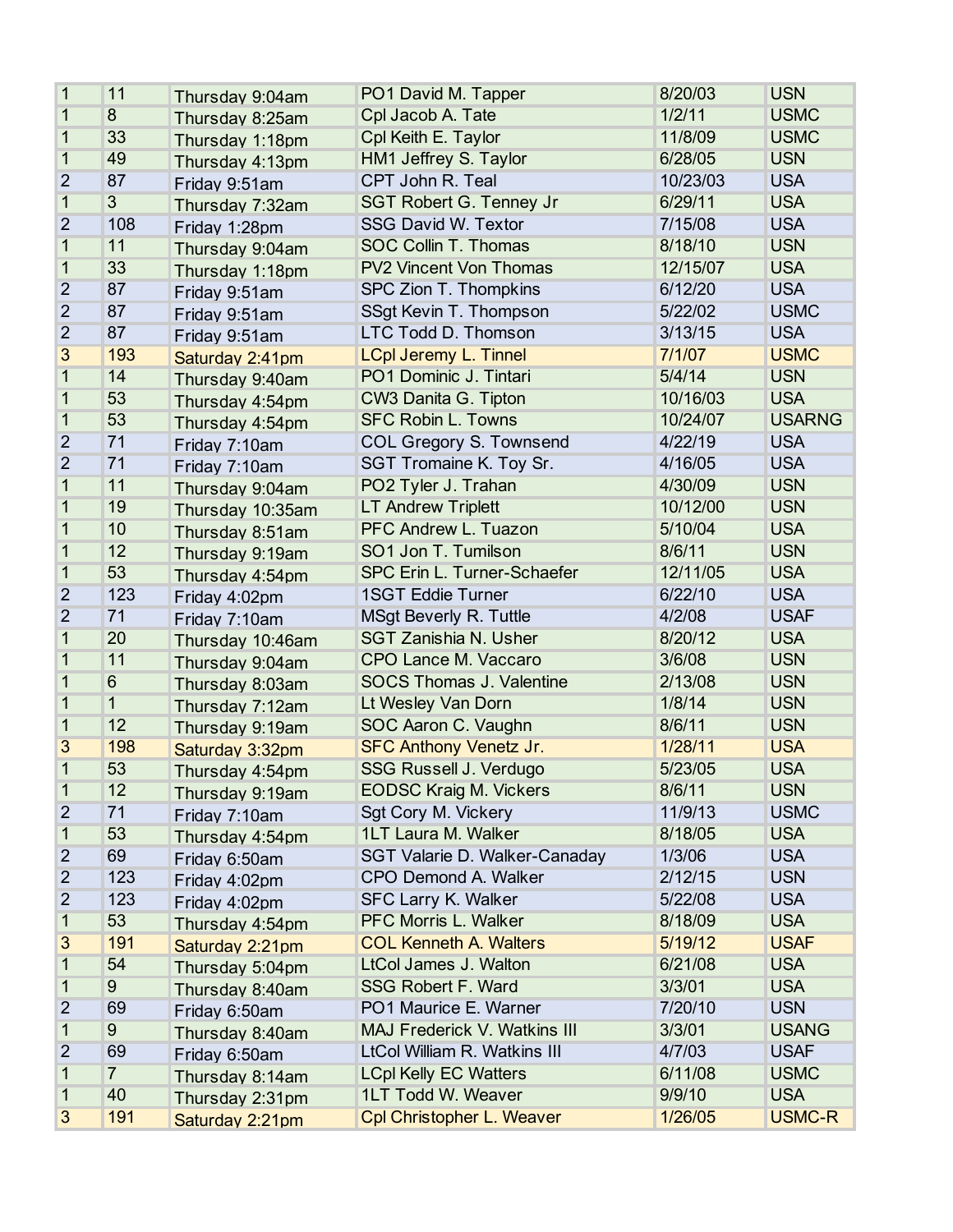| | | | | | |
|---|---|---|---|---|---|
| 1 | 11 | Thursday 9:04am | PO1 David M. Tapper | 8/20/03 | USN |
| 1 | 8 | Thursday 8:25am | Cpl Jacob A. Tate | 1/2/11 | USMC |
| 1 | 33 | Thursday 1:18pm | Cpl Keith E. Taylor | 11/8/09 | USMC |
| 1 | 49 | Thursday 4:13pm | HM1 Jeffrey S. Taylor | 6/28/05 | USN |
| 2 | 87 | Friday 9:51am | CPT John R. Teal | 10/23/03 | USA |
| 1 | 3 | Thursday 7:32am | SGT Robert G. Tenney Jr | 6/29/11 | USA |
| 2 | 108 | Friday 1:28pm | SSG David W. Textor | 7/15/08 | USA |
| 1 | 11 | Thursday 9:04am | SOC Collin T. Thomas | 8/18/10 | USN |
| 1 | 33 | Thursday 1:18pm | PV2 Vincent Von Thomas | 12/15/07 | USA |
| 2 | 87 | Friday 9:51am | SPC Zion T. Thompkins | 6/12/20 | USA |
| 2 | 87 | Friday 9:51am | SSgt Kevin T. Thompson | 5/22/02 | USMC |
| 2 | 87 | Friday 9:51am | LTC Todd D. Thomson | 3/13/15 | USA |
| 3 | 193 | Saturday 2:41pm | LCpl Jeremy L. Tinnel | 7/1/07 | USMC |
| 1 | 14 | Thursday 9:40am | PO1 Dominic J. Tintari | 5/4/14 | USN |
| 1 | 53 | Thursday 4:54pm | CW3 Danita G. Tipton | 10/16/03 | USA |
| 1 | 53 | Thursday 4:54pm | SFC Robin L. Towns | 10/24/07 | USARNG |
| 2 | 71 | Friday 7:10am | COL Gregory S. Townsend | 4/22/19 | USA |
| 2 | 71 | Friday 7:10am | SGT Tromaine K. Toy Sr. | 4/16/05 | USA |
| 1 | 11 | Thursday 9:04am | PO2 Tyler J. Trahan | 4/30/09 | USN |
| 1 | 19 | Thursday 10:35am | LT Andrew Triplett | 10/12/00 | USN |
| 1 | 10 | Thursday 8:51am | PFC Andrew L. Tuazon | 5/10/04 | USA |
| 1 | 12 | Thursday 9:19am | SO1 Jon T. Tumilson | 8/6/11 | USN |
| 1 | 53 | Thursday 4:54pm | SPC Erin L. Turner-Schaefer | 12/11/05 | USA |
| 2 | 123 | Friday 4:02pm | 1SGT Eddie Turner | 6/22/10 | USA |
| 2 | 71 | Friday 7:10am | MSgt Beverly R. Tuttle | 4/2/08 | USAF |
| 1 | 20 | Thursday 10:46am | SGT Zanishia N. Usher | 8/20/12 | USA |
| 1 | 11 | Thursday 9:04am | CPO Lance M. Vaccaro | 3/6/08 | USN |
| 1 | 6 | Thursday 8:03am | SOCS Thomas J. Valentine | 2/13/08 | USN |
| 1 | 1 | Thursday 7:12am | Lt Wesley Van Dorn | 1/8/14 | USN |
| 1 | 12 | Thursday 9:19am | SOC Aaron C. Vaughn | 8/6/11 | USN |
| 3 | 198 | Saturday 3:32pm | SFC Anthony Venetz Jr. | 1/28/11 | USA |
| 1 | 53 | Thursday 4:54pm | SSG Russell J. Verdugo | 5/23/05 | USA |
| 1 | 12 | Thursday 9:19am | EODSC Kraig M. Vickers | 8/6/11 | USN |
| 2 | 71 | Friday 7:10am | Sgt Cory M. Vickery | 11/9/13 | USMC |
| 1 | 53 | Thursday 4:54pm | 1LT Laura M. Walker | 8/18/05 | USA |
| 2 | 69 | Friday 6:50am | SGT Valarie D. Walker-Canaday | 1/3/06 | USA |
| 2 | 123 | Friday 4:02pm | CPO Demond A. Walker | 2/12/15 | USN |
| 2 | 123 | Friday 4:02pm | SFC Larry K. Walker | 5/22/08 | USA |
| 1 | 53 | Thursday 4:54pm | PFC Morris L. Walker | 8/18/09 | USA |
| 3 | 191 | Saturday 2:21pm | COL Kenneth A. Walters | 5/19/12 | USAF |
| 1 | 54 | Thursday 5:04pm | LtCol James J. Walton | 6/21/08 | USA |
| 1 | 9 | Thursday 8:40am | SSG Robert F. Ward | 3/3/01 | USA |
| 2 | 69 | Friday 6:50am | PO1 Maurice E. Warner | 7/20/10 | USN |
| 1 | 9 | Thursday 8:40am | MAJ Frederick V. Watkins III | 3/3/01 | USANG |
| 2 | 69 | Friday 6:50am | LtCol William R. Watkins III | 4/7/03 | USAF |
| 1 | 7 | Thursday 8:14am | LCpl Kelly EC Watters | 6/11/08 | USMC |
| 1 | 40 | Thursday 2:31pm | 1LT Todd W. Weaver | 9/9/10 | USA |
| 3 | 191 | Saturday 2:21pm | Cpl Christopher L. Weaver | 1/26/05 | USMC-R |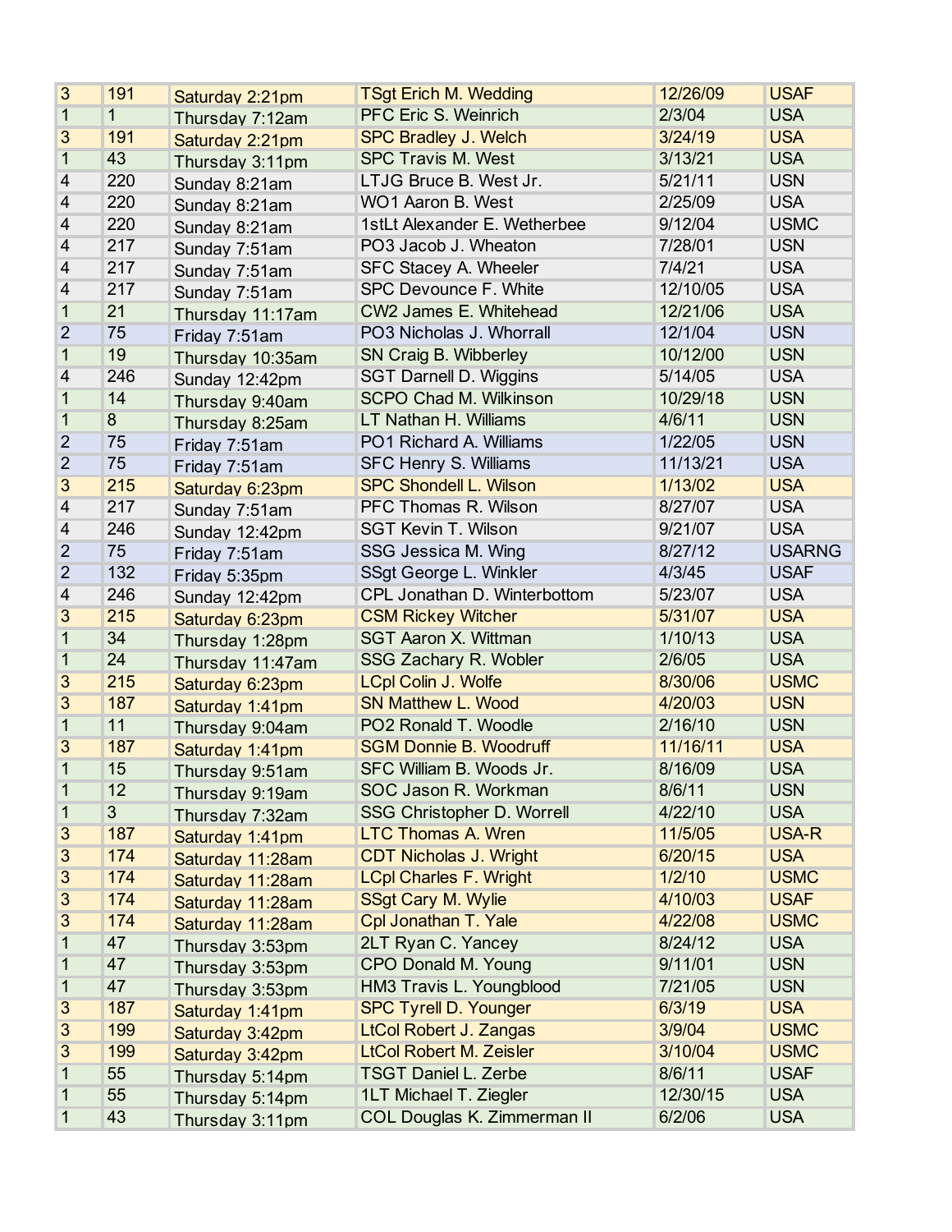| 3 | 191 | Saturday 2:21pm | TSgt Erich M. Wedding | 12/26/09 | USAF |
|---|---|---|---|---|---|
| 1 | 1 | Thursday 7:12am | PFC Eric S. Weinrich | 2/3/04 | USA |
| 3 | 191 | Saturday 2:21pm | SPC Bradley J. Welch | 3/24/19 | USA |
| 1 | 43 | Thursday 3:11pm | SPC Travis M. West | 3/13/21 | USA |
| 4 | 220 | Sunday 8:21am | LTJG Bruce B. West Jr. | 5/21/11 | USN |
| 4 | 220 | Sunday 8:21am | WO1 Aaron B. West | 2/25/09 | USA |
| 4 | 220 | Sunday 8:21am | 1stLt Alexander E. Wetherbee | 9/12/04 | USMC |
| 4 | 217 | Sunday 7:51am | PO3 Jacob J. Wheaton | 7/28/01 | USN |
| 4 | 217 | Sunday 7:51am | SFC Stacey A. Wheeler | 7/4/21 | USA |
| 4 | 217 | Sunday 7:51am | SPC Devounce F. White | 12/10/05 | USA |
| 1 | 21 | Thursday 11:17am | CW2 James E. Whitehead | 12/21/06 | USA |
| 2 | 75 | Friday 7:51am | PO3 Nicholas J. Whorrall | 12/1/04 | USN |
| 1 | 19 | Thursday 10:35am | SN Craig B. Wibberley | 10/12/00 | USN |
| 4 | 246 | Sunday 12:42pm | SGT Darnell D. Wiggins | 5/14/05 | USA |
| 1 | 14 | Thursday 9:40am | SCPO Chad M. Wilkinson | 10/29/18 | USN |
| 1 | 8 | Thursday 8:25am | LT Nathan H. Williams | 4/6/11 | USN |
| 2 | 75 | Friday 7:51am | PO1 Richard A. Williams | 1/22/05 | USN |
| 2 | 75 | Friday 7:51am | SFC Henry S. Williams | 11/13/21 | USA |
| 3 | 215 | Saturday 6:23pm | SPC Shondell L. Wilson | 1/13/02 | USA |
| 4 | 217 | Sunday 7:51am | PFC Thomas R. Wilson | 8/27/07 | USA |
| 4 | 246 | Sunday 12:42pm | SGT Kevin T. Wilson | 9/21/07 | USA |
| 2 | 75 | Friday 7:51am | SSG Jessica M. Wing | 8/27/12 | USARNG |
| 2 | 132 | Friday 5:35pm | SSgt George L. Winkler | 4/3/45 | USAF |
| 4 | 246 | Sunday 12:42pm | CPL Jonathan D. Winterbottom | 5/23/07 | USA |
| 3 | 215 | Saturday 6:23pm | CSM Rickey Witcher | 5/31/07 | USA |
| 1 | 34 | Thursday 1:28pm | SGT Aaron X. Wittman | 1/10/13 | USA |
| 1 | 24 | Thursday 11:47am | SSG Zachary R. Wobler | 2/6/05 | USA |
| 3 | 215 | Saturday 6:23pm | LCpl Colin J. Wolfe | 8/30/06 | USMC |
| 3 | 187 | Saturday 1:41pm | SN Matthew L. Wood | 4/20/03 | USN |
| 1 | 11 | Thursday 9:04am | PO2 Ronald T. Woodle | 2/16/10 | USN |
| 3 | 187 | Saturday 1:41pm | SGM Donnie B. Woodruff | 11/16/11 | USA |
| 1 | 15 | Thursday 9:51am | SFC William B. Woods Jr. | 8/16/09 | USA |
| 1 | 12 | Thursday 9:19am | SOC Jason R. Workman | 8/6/11 | USN |
| 1 | 3 | Thursday 7:32am | SSG Christopher D. Worrell | 4/22/10 | USA |
| 3 | 187 | Saturday 1:41pm | LTC Thomas A. Wren | 11/5/05 | USA-R |
| 3 | 174 | Saturday 11:28am | CDT Nicholas J. Wright | 6/20/15 | USA |
| 3 | 174 | Saturday 11:28am | LCpl Charles F. Wright | 1/2/10 | USMC |
| 3 | 174 | Saturday 11:28am | SSgt Cary M. Wylie | 4/10/03 | USAF |
| 3 | 174 | Saturday 11:28am | Cpl Jonathan T. Yale | 4/22/08 | USMC |
| 1 | 47 | Thursday 3:53pm | 2LT Ryan C. Yancey | 8/24/12 | USA |
| 1 | 47 | Thursday 3:53pm | CPO Donald M. Young | 9/11/01 | USN |
| 1 | 47 | Thursday 3:53pm | HM3 Travis L. Youngblood | 7/21/05 | USN |
| 3 | 187 | Saturday 1:41pm | SPC Tyrell D. Younger | 6/3/19 | USA |
| 3 | 199 | Saturday 3:42pm | LtCol Robert J. Zangas | 3/9/04 | USMC |
| 3 | 199 | Saturday 3:42pm | LtCol Robert M. Zeisler | 3/10/04 | USMC |
| 1 | 55 | Thursday 5:14pm | TSGT Daniel L. Zerbe | 8/6/11 | USAF |
| 1 | 55 | Thursday 5:14pm | 1LT Michael T. Ziegler | 12/30/15 | USA |
| 1 | 43 | Thursday 3:11pm | COL Douglas K. Zimmerman II | 6/2/06 | USA |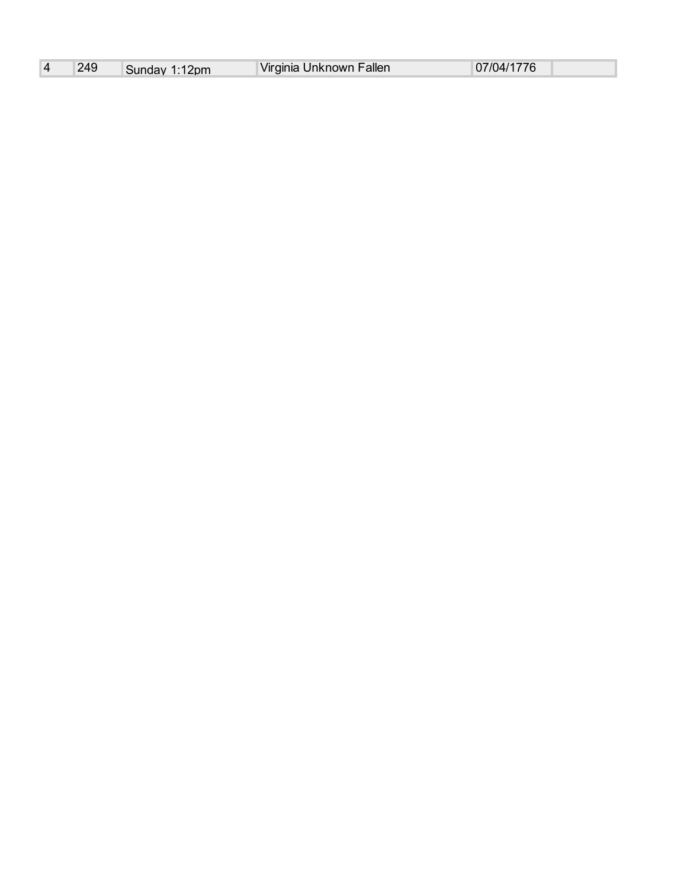| | | | | | |
|---|---|---|---|---|---|
| 4 | 249 | Sunday 1:12pm | Virginia Unknown Fallen | 07/04/1776 | |